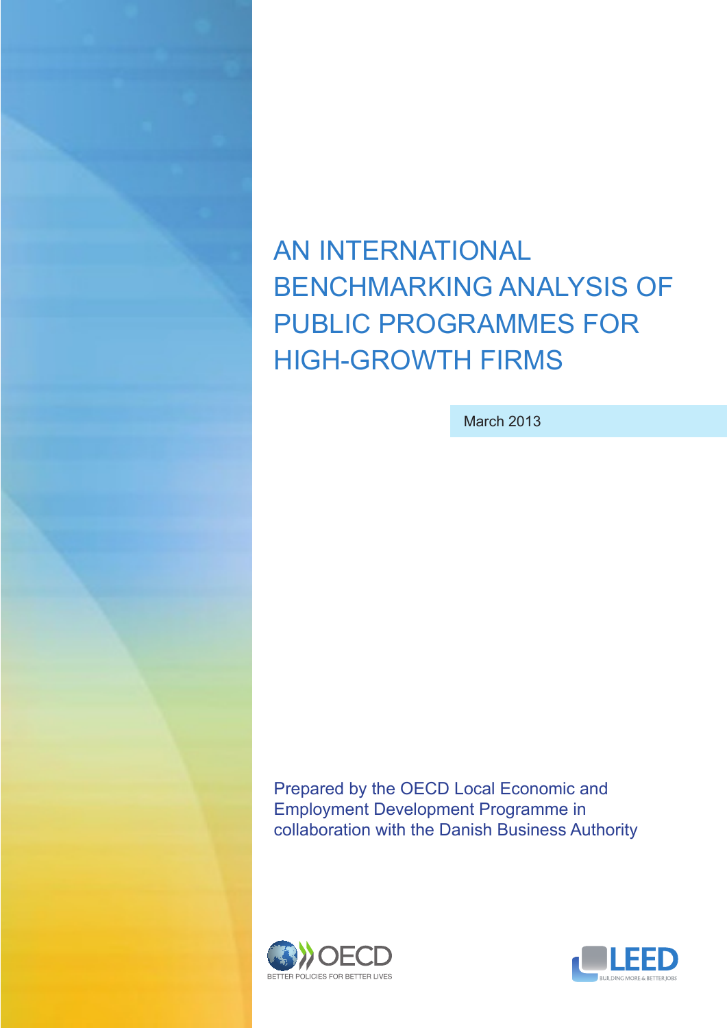# AN INTERNATIONAL BENCHMARKING ANALYSIS OF PUBLIC PROGRAMMES FOR HIGH-GROWTH FIRMS

March 2013

Prepared by the OECD Local Economic and Employment Development Programme in collaboration with the Danish Business Authority

OECD
BETTER POLICIES FOR BETTER LIVES

LEED
BUILDING MORE & BETTER JOBS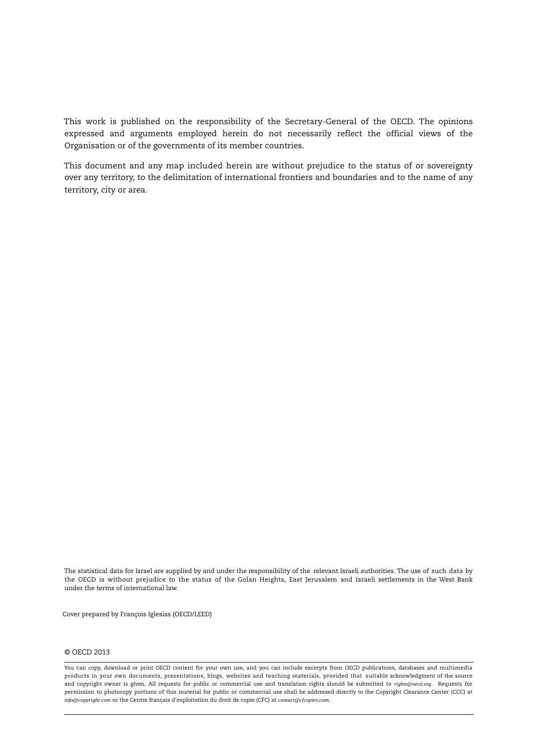This work is published on the responsibility of the Secretary-General of the OECD. The opinions expressed and arguments employed herein do not necessarily reflect the official views of the Organisation or of the governments of its member countries.

This document and any map included herein are without prejudice to the status of or sovereignty over any territory, to the delimitation of international frontiers and boundaries and to the name of any territory, city or area.

The statistical data for Israel are supplied by and under the responsibility of the relevant Israeli authorities. The use of such data by the OECD is without prejudice to the status of the Golan Heights, East Jerusalem and Israeli settlements in the West Bank under the terms of international law.

Cover prepared by François Iglesias (OECD/LEED)

© OECD 2013

You can copy, download or print OECD content for your own use, and you can include excerpts from OECD publications, databases and multimedia products in your own documents, presentations, blogs, websites and teaching materials, provided that suitable acknowledgment of the source and copyright owner is given. All requests for public or commercial use and translation rights should be submitted to *rights@oecd.org*. Requests for permission to photocopy portions of this material for public or commercial use shall be addressed directly to the Copyright Clearance Center (CCC) at *info@copyright.com* or the Centre français d'exploitation du droit de copie (CFC) at *contact@cfcopies.com*.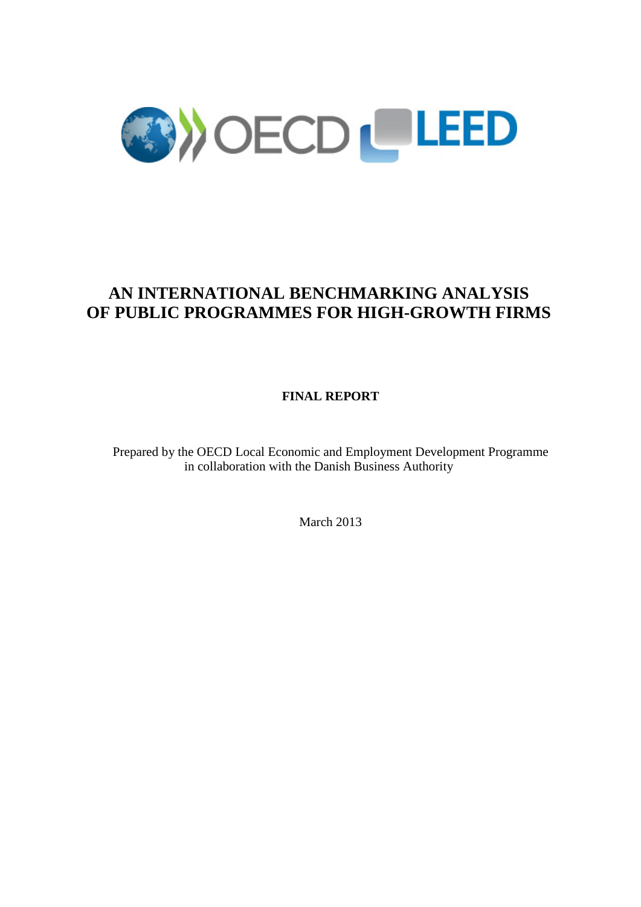# AN INTERNATIONAL BENCHMARKING ANALYSIS OF PUBLIC PROGRAMMES FOR HIGH-GROWTH FIRMS

**FINAL REPORT**

Prepared by the OECD Local Economic and Employment Development Programme in collaboration with the Danish Business Authority

March 2013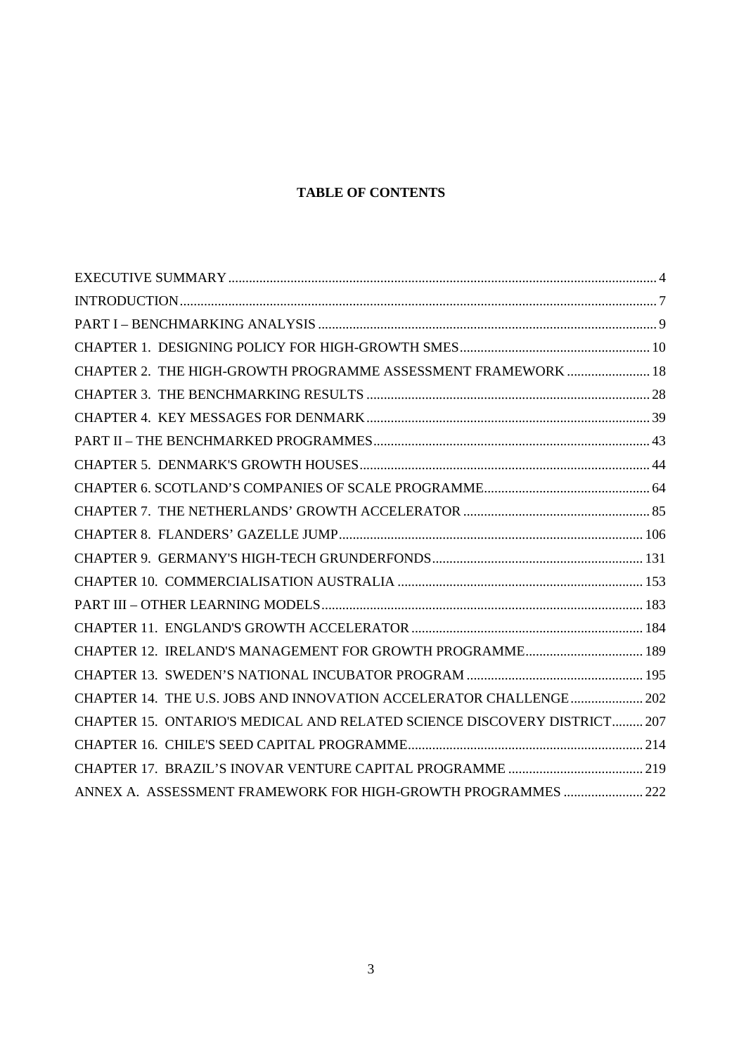**TABLE OF CONTENTS**

EXECUTIVE SUMMARY .......... 4
INTRODUCTION .......... 7
PART I – BENCHMARKING ANALYSIS .......... 9
CHAPTER 1. DESIGNING POLICY FOR HIGH-GROWTH SMES .......... 10
CHAPTER 2. THE HIGH-GROWTH PROGRAMME ASSESSMENT FRAMEWORK .......... 18
CHAPTER 3. THE BENCHMARKING RESULTS .......... 28
CHAPTER 4. KEY MESSAGES FOR DENMARK .......... 39
PART II – THE BENCHMARKED PROGRAMMES .......... 43
CHAPTER 5. DENMARK'S GROWTH HOUSES .......... 44
CHAPTER 6. SCOTLAND'S COMPANIES OF SCALE PROGRAMME .......... 64
CHAPTER 7. THE NETHERLANDS' GROWTH ACCELERATOR .......... 85
CHAPTER 8. FLANDERS' GAZELLE JUMP .......... 106
CHAPTER 9. GERMANY'S HIGH-TECH GRUNDERFONDS .......... 131
CHAPTER 10. COMMERCIALISATION AUSTRALIA .......... 153
PART III – OTHER LEARNING MODELS .......... 183
CHAPTER 11. ENGLAND'S GROWTH ACCELERATOR .......... 184
CHAPTER 12. IRELAND'S MANAGEMENT FOR GROWTH PROGRAMME .......... 189
CHAPTER 13. SWEDEN'S NATIONAL INCUBATOR PROGRAM .......... 195
CHAPTER 14. THE U.S. JOBS AND INNOVATION ACCELERATOR CHALLENGE .......... 202
CHAPTER 15. ONTARIO'S MEDICAL AND RELATED SCIENCE DISCOVERY DISTRICT .......... 207
CHAPTER 16. CHILE'S SEED CAPITAL PROGRAMME .......... 214
CHAPTER 17. BRAZIL'S INOVAR VENTURE CAPITAL PROGRAMME .......... 219
ANNEX A. ASSESSMENT FRAMEWORK FOR HIGH-GROWTH PROGRAMMES .......... 222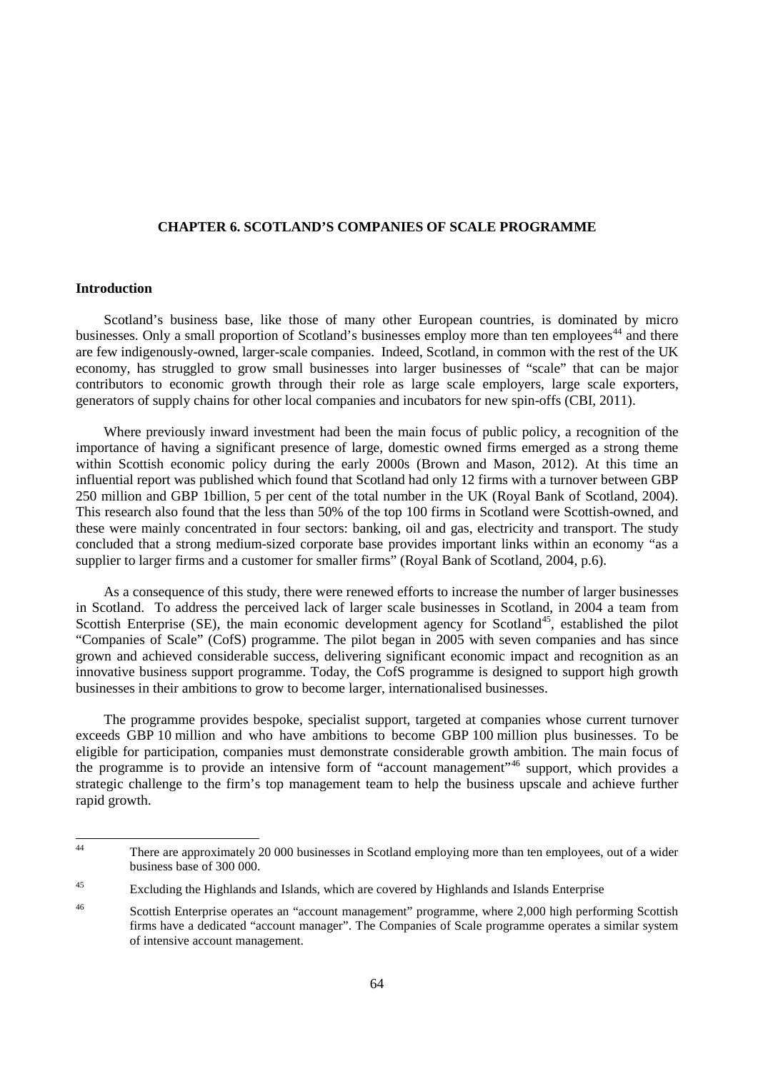# CHAPTER 6. SCOTLAND'S COMPANIES OF SCALE PROGRAMME

## Introduction

Scotland's business base, like those of many other European countries, is dominated by micro businesses. Only a small proportion of Scotland's businesses employ more than ten employees[44] and there are few indigenously-owned, larger-scale companies. Indeed, Scotland, in common with the rest of the UK economy, has struggled to grow small businesses into larger businesses of "scale" that can be major contributors to economic growth through their role as large scale employers, large scale exporters, generators of supply chains for other local companies and incubators for new spin-offs (CBI, 2011).

Where previously inward investment had been the main focus of public policy, a recognition of the importance of having a significant presence of large, domestic owned firms emerged as a strong theme within Scottish economic policy during the early 2000s (Brown and Mason, 2012). At this time an influential report was published which found that Scotland had only 12 firms with a turnover between GBP 250 million and GBP 1billion, 5 per cent of the total number in the UK (Royal Bank of Scotland, 2004). This research also found that the less than 50% of the top 100 firms in Scotland were Scottish-owned, and these were mainly concentrated in four sectors: banking, oil and gas, electricity and transport. The study concluded that a strong medium-sized corporate base provides important links within an economy "as a supplier to larger firms and a customer for smaller firms" (Royal Bank of Scotland, 2004, p.6).

As a consequence of this study, there were renewed efforts to increase the number of larger businesses in Scotland. To address the perceived lack of larger scale businesses in Scotland, in 2004 a team from Scottish Enterprise (SE), the main economic development agency for Scotland[45], established the pilot "Companies of Scale" (CofS) programme. The pilot began in 2005 with seven companies and has since grown and achieved considerable success, delivering significant economic impact and recognition as an innovative business support programme. Today, the CofS programme is designed to support high growth businesses in their ambitions to grow to become larger, internationalised businesses.

The programme provides bespoke, specialist support, targeted at companies whose current turnover exceeds GBP 10 million and who have ambitions to become GBP 100 million plus businesses. To be eligible for participation, companies must demonstrate considerable growth ambition. The main focus of the programme is to provide an intensive form of "account management"[46] support, which provides a strategic challenge to the firm's top management team to help the business upscale and achieve further rapid growth.

---

[44] There are approximately 20 000 businesses in Scotland employing more than ten employees, out of a wider business base of 300 000.

[45] Excluding the Highlands and Islands, which are covered by Highlands and Islands Enterprise

[46] Scottish Enterprise operates an "account management" programme, where 2,000 high performing Scottish firms have a dedicated "account manager". The Companies of Scale programme operates a similar system of intensive account management.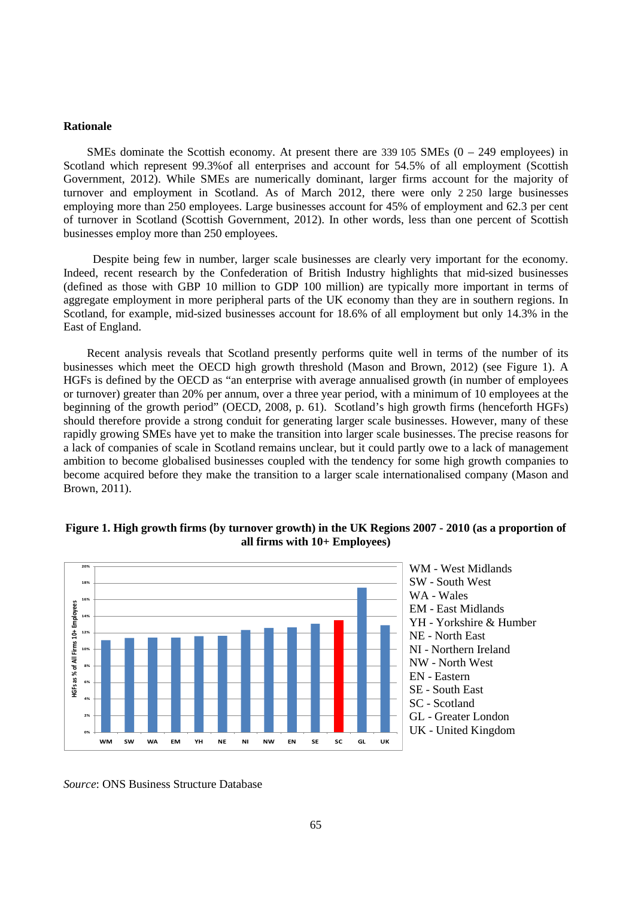### Rationale

SMEs dominate the Scottish economy. At present there are 339 105 SMEs (0 – 249 employees) in Scotland which represent 99.3%of all enterprises and account for 54.5% of all employment (Scottish Government, 2012). While SMEs are numerically dominant, larger firms account for the majority of turnover and employment in Scotland. As of March 2012, there were only 2 250 large businesses employing more than 250 employees. Large businesses account for 45% of employment and 62.3 per cent of turnover in Scotland (Scottish Government, 2012). In other words, less than one percent of Scottish businesses employ more than 250 employees.

Despite being few in number, larger scale businesses are clearly very important for the economy. Indeed, recent research by the Confederation of British Industry highlights that mid-sized businesses (defined as those with GBP 10 million to GDP 100 million) are typically more important in terms of aggregate employment in more peripheral parts of the UK economy than they are in southern regions. In Scotland, for example, mid-sized businesses account for 18.6% of all employment but only 14.3% in the East of England.

Recent analysis reveals that Scotland presently performs quite well in terms of the number of its businesses which meet the OECD high growth threshold (Mason and Brown, 2012) (see Figure 1). A HGFs is defined by the OECD as "an enterprise with average annualised growth (in number of employees or turnover) greater than 20% per annum, over a three year period, with a minimum of 10 employees at the beginning of the growth period" (OECD, 2008, p. 61). Scotland's high growth firms (henceforth HGFs) should therefore provide a strong conduit for generating larger scale businesses. However, many of these rapidly growing SMEs have yet to make the transition into larger scale businesses. The precise reasons for a lack of companies of scale in Scotland remains unclear, but it could partly owe to a lack of management ambition to become globalised businesses coupled with the tendency for some high growth companies to become acquired before they make the transition to a larger scale internationalised company (Mason and Brown, 2011).

**Figure 1. High growth firms (by turnover growth) in the UK Regions 2007 - 2010 (as a proportion of all firms with 10+ Employees)**

WM - West Midlands
SW - South West
WA - Wales
EM - East Midlands
YH - Yorkshire & Humber
NE - North East
NI - Northern Ireland
NW - North West
EN - Eastern
SE - South East
SC - Scotland
GL - Greater London
UK - United Kingdom

*Source*: ONS Business Structure Database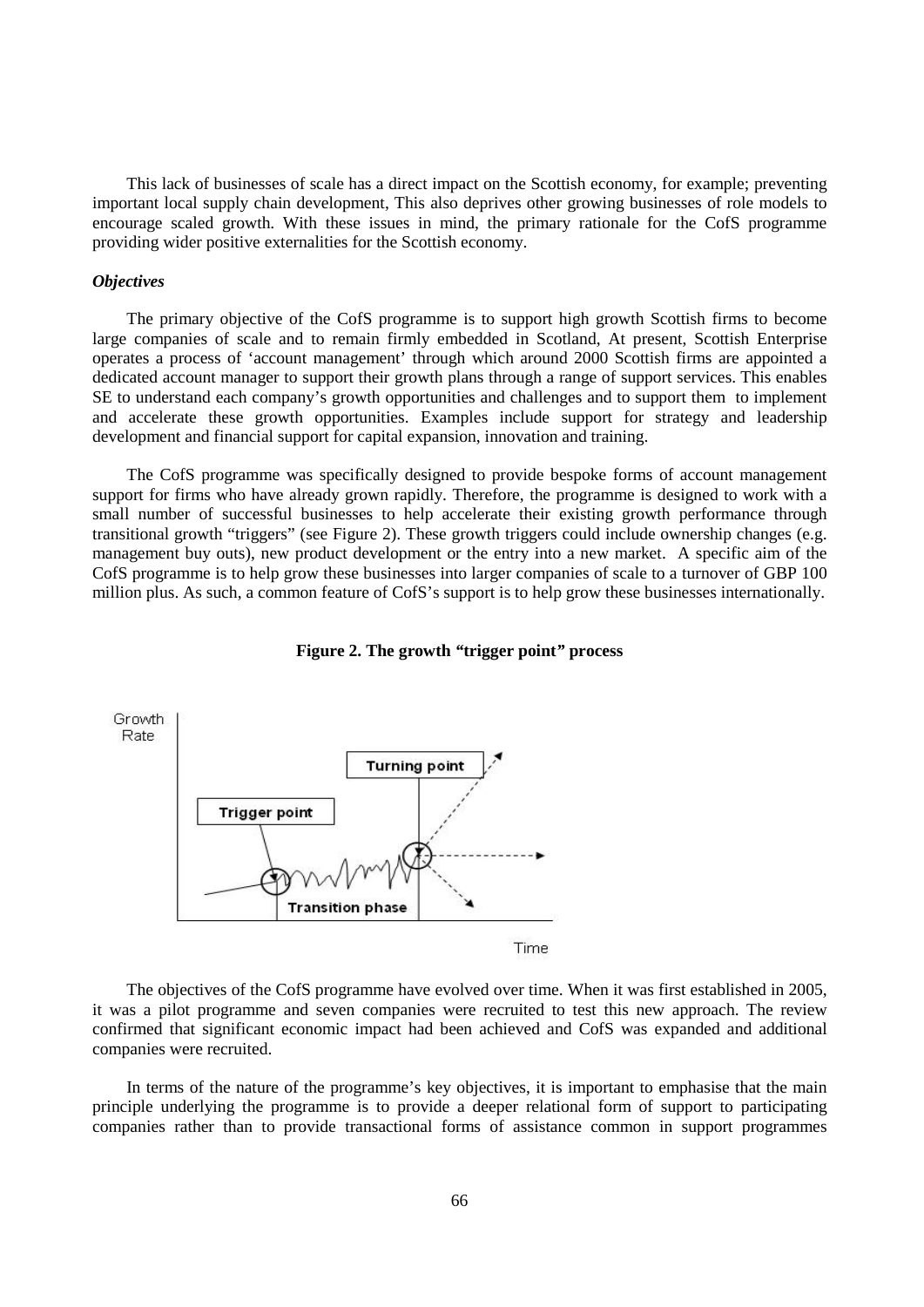This lack of businesses of scale has a direct impact on the Scottish economy, for example; preventing important local supply chain development, This also deprives other growing businesses of role models to encourage scaled growth. With these issues in mind, the primary rationale for the CofS programme providing wider positive externalities for the Scottish economy.

***Objectives***

The primary objective of the CofS programme is to support high growth Scottish firms to become large companies of scale and to remain firmly embedded in Scotland, At present, Scottish Enterprise operates a process of 'account management' through which around 2000 Scottish firms are appointed a dedicated account manager to support their growth plans through a range of support services. This enables SE to understand each company's growth opportunities and challenges and to support them to implement and accelerate these growth opportunities. Examples include support for strategy and leadership development and financial support for capital expansion, innovation and training.

The CofS programme was specifically designed to provide bespoke forms of account management support for firms who have already grown rapidly. Therefore, the programme is designed to work with a small number of successful businesses to help accelerate their existing growth performance through transitional growth "triggers" (see Figure 2). These growth triggers could include ownership changes (e.g. management buy outs), new product development or the entry into a new market. A specific aim of the CofS programme is to help grow these businesses into larger companies of scale to a turnover of GBP 100 million plus. As such, a common feature of CofS's support is to help grow these businesses internationally.

**Figure 2. The growth "trigger point" process**

The objectives of the CofS programme have evolved over time. When it was first established in 2005, it was a pilot programme and seven companies were recruited to test this new approach. The review confirmed that significant economic impact had been achieved and CofS was expanded and additional companies were recruited.

In terms of the nature of the programme's key objectives, it is important to emphasise that the main principle underlying the programme is to provide a deeper relational form of support to participating companies rather than to provide transactional forms of assistance common in support programmes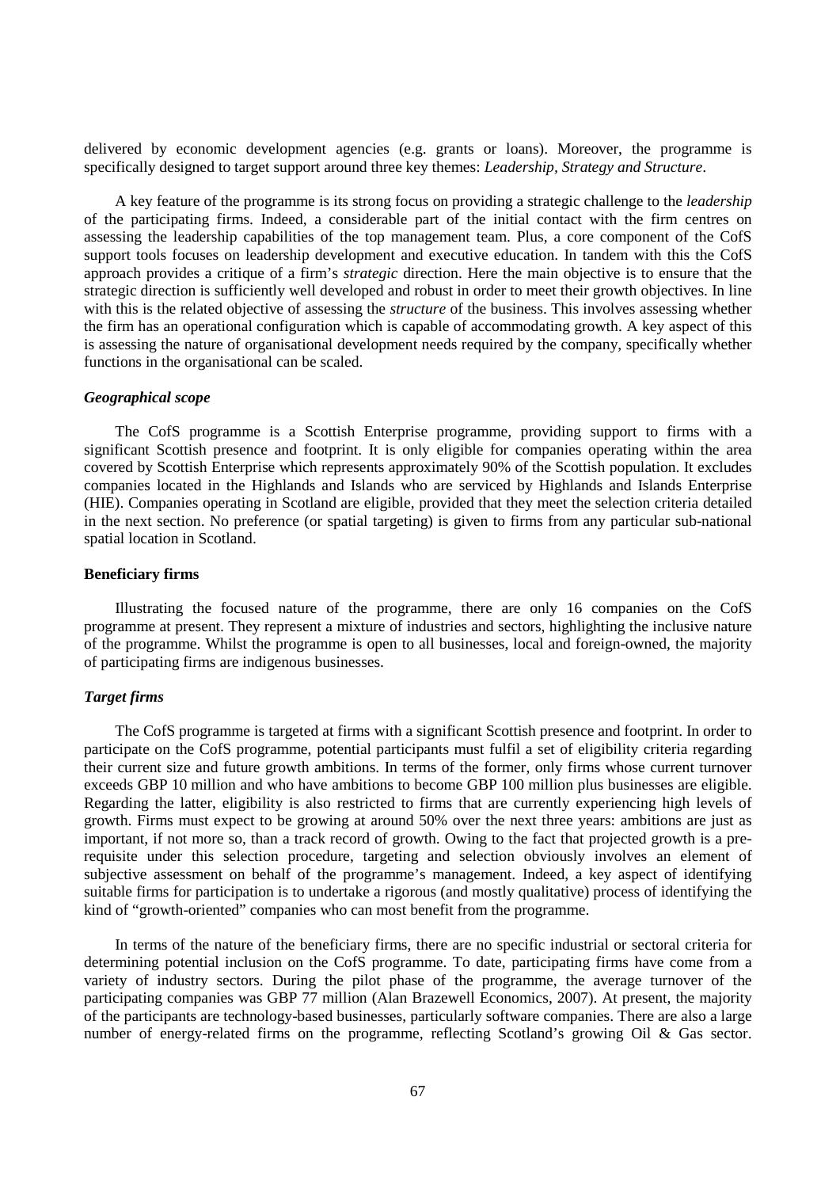delivered by economic development agencies (e.g. grants or loans). Moreover, the programme is specifically designed to target support around three key themes: *Leadership, Strategy and Structure*.

A key feature of the programme is its strong focus on providing a strategic challenge to the *leadership* of the participating firms. Indeed, a considerable part of the initial contact with the firm centres on assessing the leadership capabilities of the top management team. Plus, a core component of the CofS support tools focuses on leadership development and executive education. In tandem with this the CofS approach provides a critique of a firm's *strategic* direction. Here the main objective is to ensure that the strategic direction is sufficiently well developed and robust in order to meet their growth objectives. In line with this is the related objective of assessing the *structure* of the business. This involves assessing whether the firm has an operational configuration which is capable of accommodating growth. A key aspect of this is assessing the nature of organisational development needs required by the company, specifically whether functions in the organisational can be scaled.

### *Geographical scope*

The CofS programme is a Scottish Enterprise programme, providing support to firms with a significant Scottish presence and footprint. It is only eligible for companies operating within the area covered by Scottish Enterprise which represents approximately 90% of the Scottish population. It excludes companies located in the Highlands and Islands who are serviced by Highlands and Islands Enterprise (HIE). Companies operating in Scotland are eligible, provided that they meet the selection criteria detailed in the next section. No preference (or spatial targeting) is given to firms from any particular sub-national spatial location in Scotland.

### **Beneficiary firms**

Illustrating the focused nature of the programme, there are only 16 companies on the CofS programme at present. They represent a mixture of industries and sectors, highlighting the inclusive nature of the programme. Whilst the programme is open to all businesses, local and foreign-owned, the majority of participating firms are indigenous businesses.

### *Target firms*

The CofS programme is targeted at firms with a significant Scottish presence and footprint. In order to participate on the CofS programme, potential participants must fulfil a set of eligibility criteria regarding their current size and future growth ambitions. In terms of the former, only firms whose current turnover exceeds GBP 10 million and who have ambitions to become GBP 100 million plus businesses are eligible. Regarding the latter, eligibility is also restricted to firms that are currently experiencing high levels of growth. Firms must expect to be growing at around 50% over the next three years: ambitions are just as important, if not more so, than a track record of growth. Owing to the fact that projected growth is a pre-requisite under this selection procedure, targeting and selection obviously involves an element of subjective assessment on behalf of the programme's management. Indeed, a key aspect of identifying suitable firms for participation is to undertake a rigorous (and mostly qualitative) process of identifying the kind of "growth-oriented" companies who can most benefit from the programme.

In terms of the nature of the beneficiary firms, there are no specific industrial or sectoral criteria for determining potential inclusion on the CofS programme. To date, participating firms have come from a variety of industry sectors. During the pilot phase of the programme, the average turnover of the participating companies was GBP 77 million (Alan Brazewell Economics, 2007). At present, the majority of the participants are technology-based businesses, particularly software companies. There are also a large number of energy-related firms on the programme, reflecting Scotland's growing Oil & Gas sector.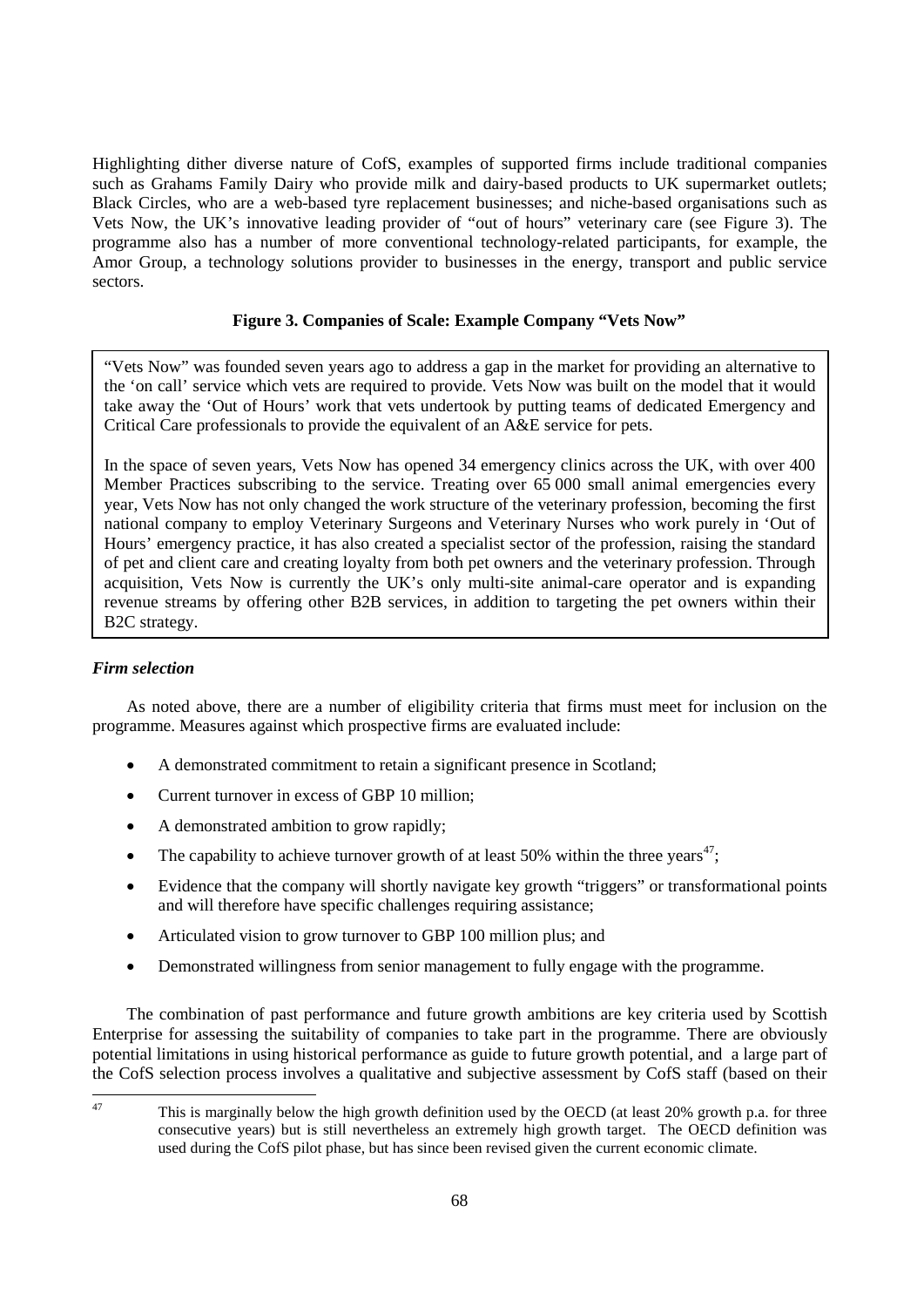Highlighting dither diverse nature of CofS, examples of supported firms include traditional companies such as Grahams Family Dairy who provide milk and dairy-based products to UK supermarket outlets; Black Circles, who are a web-based tyre replacement businesses; and niche-based organisations such as Vets Now, the UK's innovative leading provider of "out of hours" veterinary care (see Figure 3). The programme also has a number of more conventional technology-related participants, for example, the Amor Group, a technology solutions provider to businesses in the energy, transport and public service sectors.

**Figure 3. Companies of Scale: Example Company "Vets Now"**

"Vets Now" was founded seven years ago to address a gap in the market for providing an alternative to the 'on call' service which vets are required to provide. Vets Now was built on the model that it would take away the 'Out of Hours' work that vets undertook by putting teams of dedicated Emergency and Critical Care professionals to provide the equivalent of an A&E service for pets.

In the space of seven years, Vets Now has opened 34 emergency clinics across the UK, with over 400 Member Practices subscribing to the service. Treating over 65 000 small animal emergencies every year, Vets Now has not only changed the work structure of the veterinary profession, becoming the first national company to employ Veterinary Surgeons and Veterinary Nurses who work purely in 'Out of Hours' emergency practice, it has also created a specialist sector of the profession, raising the standard of pet and client care and creating loyalty from both pet owners and the veterinary profession. Through acquisition, Vets Now is currently the UK's only multi-site animal-care operator and is expanding revenue streams by offering other B2B services, in addition to targeting the pet owners within their B2C strategy.

### *Firm selection*

As noted above, there are a number of eligibility criteria that firms must meet for inclusion on the programme. Measures against which prospective firms are evaluated include:

- A demonstrated commitment to retain a significant presence in Scotland;
- Current turnover in excess of GBP 10 million;
- A demonstrated ambition to grow rapidly;
- The capability to achieve turnover growth of at least 50% within the three years[47];
- Evidence that the company will shortly navigate key growth "triggers" or transformational points and will therefore have specific challenges requiring assistance;
- Articulated vision to grow turnover to GBP 100 million plus; and
- Demonstrated willingness from senior management to fully engage with the programme.

The combination of past performance and future growth ambitions are key criteria used by Scottish Enterprise for assessing the suitability of companies to take part in the programme. There are obviously potential limitations in using historical performance as guide to future growth potential, and a large part of the CofS selection process involves a qualitative and subjective assessment by CofS staff (based on their

[47] This is marginally below the high growth definition used by the OECD (at least 20% growth p.a. for three consecutive years) but is still nevertheless an extremely high growth target. The OECD definition was used during the CofS pilot phase, but has since been revised given the current economic climate.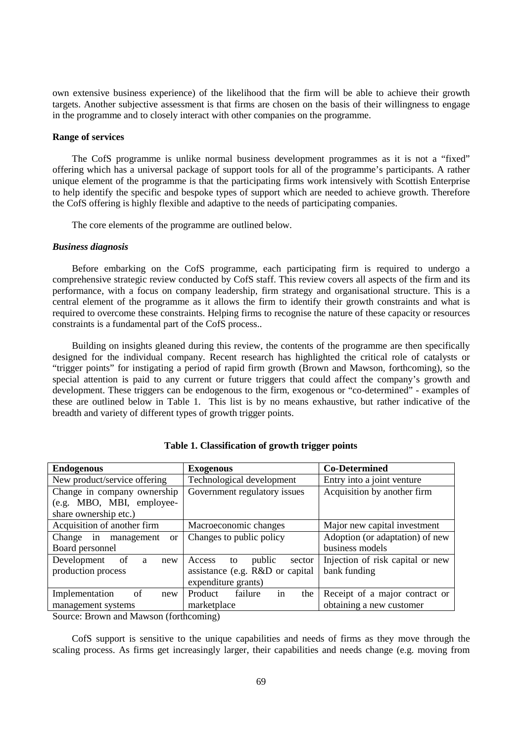own extensive business experience) of the likelihood that the firm will be able to achieve their growth targets. Another subjective assessment is that firms are chosen on the basis of their willingness to engage in the programme and to closely interact with other companies on the programme.

**Range of services**

The CofS programme is unlike normal business development programmes as it is not a "fixed" offering which has a universal package of support tools for all of the programme's participants. A rather unique element of the programme is that the participating firms work intensively with Scottish Enterprise to help identify the specific and bespoke types of support which are needed to achieve growth. Therefore the CofS offering is highly flexible and adaptive to the needs of participating companies.

The core elements of the programme are outlined below.

***Business diagnosis***

Before embarking on the CofS programme, each participating firm is required to undergo a comprehensive strategic review conducted by CofS staff. This review covers all aspects of the firm and its performance, with a focus on company leadership, firm strategy and organisational structure. This is a central element of the programme as it allows the firm to identify their growth constraints and what is required to overcome these constraints. Helping firms to recognise the nature of these capacity or resources constraints is a fundamental part of the CofS process..

Building on insights gleaned during this review, the contents of the programme are then specifically designed for the individual company. Recent research has highlighted the critical role of catalysts or "trigger points" for instigating a period of rapid firm growth (Brown and Mawson, forthcoming), so the special attention is paid to any current or future triggers that could affect the company's growth and development. These triggers can be endogenous to the firm, exogenous or "co-determined" - examples of these are outlined below in Table 1. This list is by no means exhaustive, but rather indicative of the breadth and variety of different types of growth trigger points.

**Table 1. Classification of growth trigger points**

| **Endogenous** | **Exogenous** | **Co-Determined** |
|---|---|---|
| New product/service offering | Technological development | Entry into a joint venture |
| Change in company ownership (e.g. MBO, MBI, employee-share ownership etc.) | Government regulatory issues | Acquisition by another firm |
| Acquisition of another firm | Macroeconomic changes | Major new capital investment |
| Change in management or Board personnel | Changes to public policy | Adoption (or adaptation) of new business models |
| Development of a new production process | Access to public sector assistance (e.g. R&D or capital expenditure grants) | Injection of risk capital or new bank funding |
| Implementation of new management systems | Product failure in the marketplace | Receipt of a major contract or obtaining a new customer |

Source: Brown and Mawson (forthcoming)

CofS support is sensitive to the unique capabilities and needs of firms as they move through the scaling process. As firms get increasingly larger, their capabilities and needs change (e.g. moving from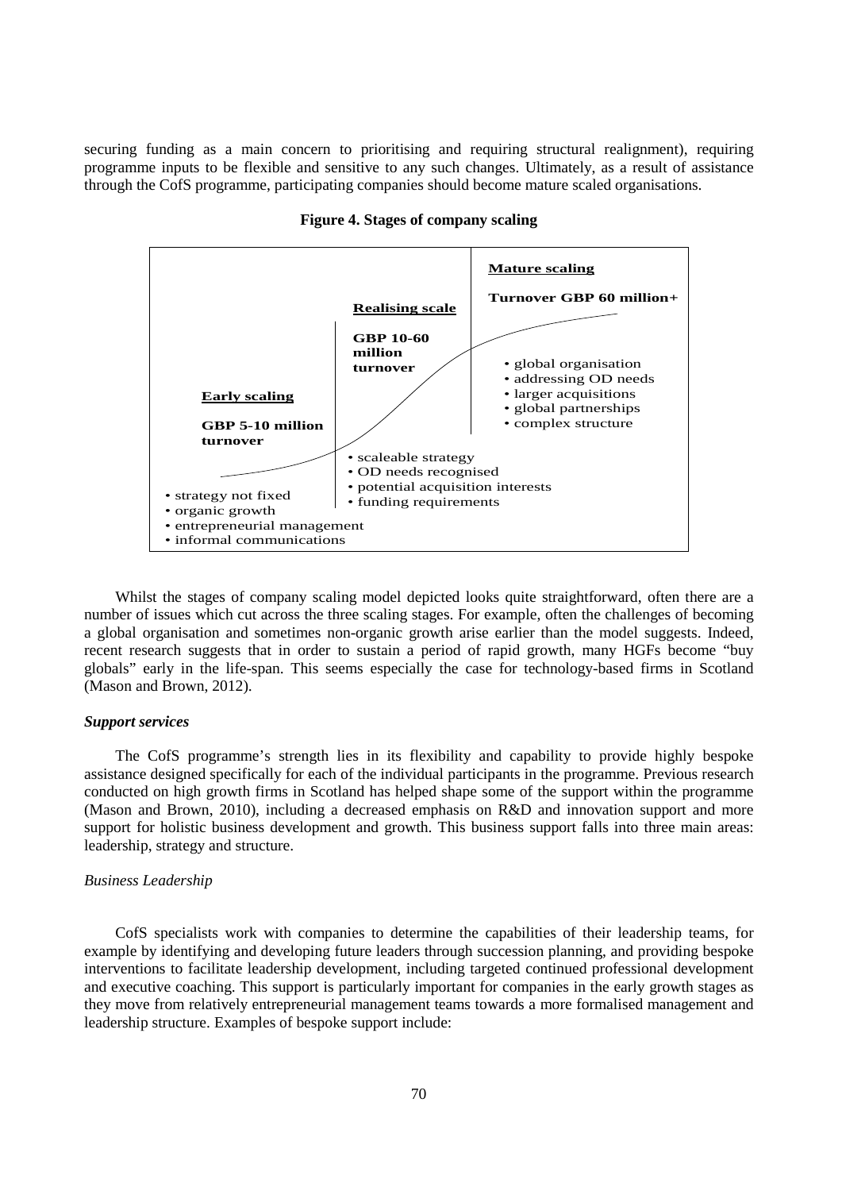securing funding as a main concern to prioritising and requiring structural realignment), requiring programme inputs to be flexible and sensitive to any such changes. Ultimately, as a result of assistance through the CofS programme, participating companies should become mature scaled organisations.

**Figure 4. Stages of company scaling**

**Early scaling**

**GBP 5-10 million turnover**

- strategy not fixed
- organic growth
- entrepreneurial management
- informal communications

**Realising scale**

**GBP 10-60 million turnover**

- scaleable strategy
- OD needs recognised
- potential acquisition interests
- funding requirements

**Mature scaling**

**Turnover GBP 60 million+**

- global organisation
- addressing OD needs
- larger acquisitions
- global partnerships
- complex structure

Whilst the stages of company scaling model depicted looks quite straightforward, often there are a number of issues which cut across the three scaling stages. For example, often the challenges of becoming a global organisation and sometimes non-organic growth arise earlier than the model suggests. Indeed, recent research suggests that in order to sustain a period of rapid growth, many HGFs become "buy globals" early in the life-span. This seems especially the case for technology-based firms in Scotland (Mason and Brown, 2012).

### *Support services*

The CofS programme's strength lies in its flexibility and capability to provide highly bespoke assistance designed specifically for each of the individual participants in the programme. Previous research conducted on high growth firms in Scotland has helped shape some of the support within the programme (Mason and Brown, 2010), including a decreased emphasis on R&D and innovation support and more support for holistic business development and growth. This business support falls into three main areas: leadership, strategy and structure.

#### *Business Leadership*

CofS specialists work with companies to determine the capabilities of their leadership teams, for example by identifying and developing future leaders through succession planning, and providing bespoke interventions to facilitate leadership development, including targeted continued professional development and executive coaching. This support is particularly important for companies in the early growth stages as they move from relatively entrepreneurial management teams towards a more formalised management and leadership structure. Examples of bespoke support include: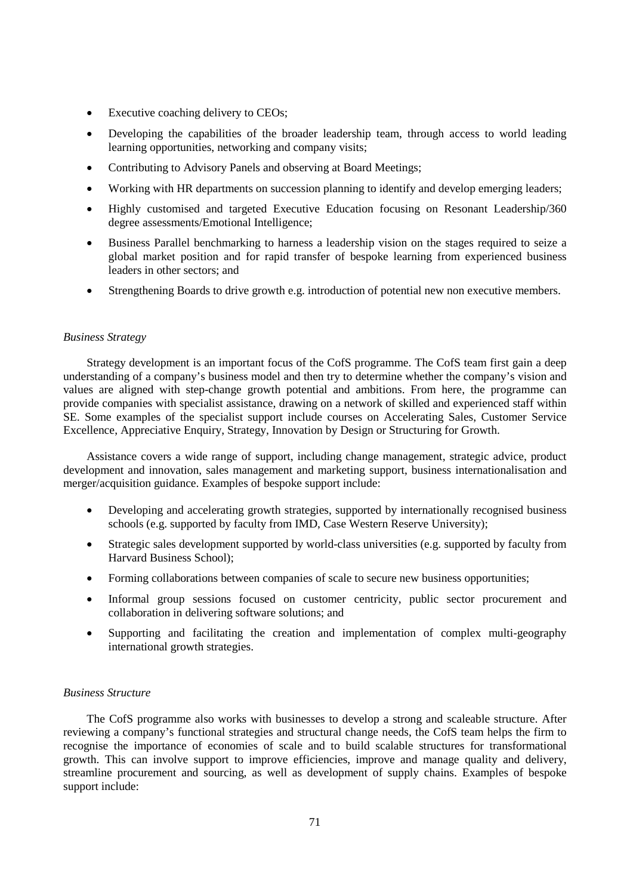- Executive coaching delivery to CEOs;
- Developing the capabilities of the broader leadership team, through access to world leading learning opportunities, networking and company visits;
- Contributing to Advisory Panels and observing at Board Meetings;
- Working with HR departments on succession planning to identify and develop emerging leaders;
- Highly customised and targeted Executive Education focusing on Resonant Leadership/360 degree assessments/Emotional Intelligence;
- Business Parallel benchmarking to harness a leadership vision on the stages required to seize a global market position and for rapid transfer of bespoke learning from experienced business leaders in other sectors; and
- Strengthening Boards to drive growth e.g. introduction of potential new non executive members.

*Business Strategy*

Strategy development is an important focus of the CofS programme. The CofS team first gain a deep understanding of a company's business model and then try to determine whether the company's vision and values are aligned with step-change growth potential and ambitions. From here, the programme can provide companies with specialist assistance, drawing on a network of skilled and experienced staff within SE. Some examples of the specialist support include courses on Accelerating Sales, Customer Service Excellence, Appreciative Enquiry, Strategy, Innovation by Design or Structuring for Growth.

Assistance covers a wide range of support, including change management, strategic advice, product development and innovation, sales management and marketing support, business internationalisation and merger/acquisition guidance. Examples of bespoke support include:

- Developing and accelerating growth strategies, supported by internationally recognised business schools (e.g. supported by faculty from IMD, Case Western Reserve University);
- Strategic sales development supported by world-class universities (e.g. supported by faculty from Harvard Business School);
- Forming collaborations between companies of scale to secure new business opportunities;
- Informal group sessions focused on customer centricity, public sector procurement and collaboration in delivering software solutions; and
- Supporting and facilitating the creation and implementation of complex multi-geography international growth strategies.

*Business Structure*

The CofS programme also works with businesses to develop a strong and scaleable structure. After reviewing a company's functional strategies and structural change needs, the CofS team helps the firm to recognise the importance of economies of scale and to build scalable structures for transformational growth. This can involve support to improve efficiencies, improve and manage quality and delivery, streamline procurement and sourcing, as well as development of supply chains. Examples of bespoke support include: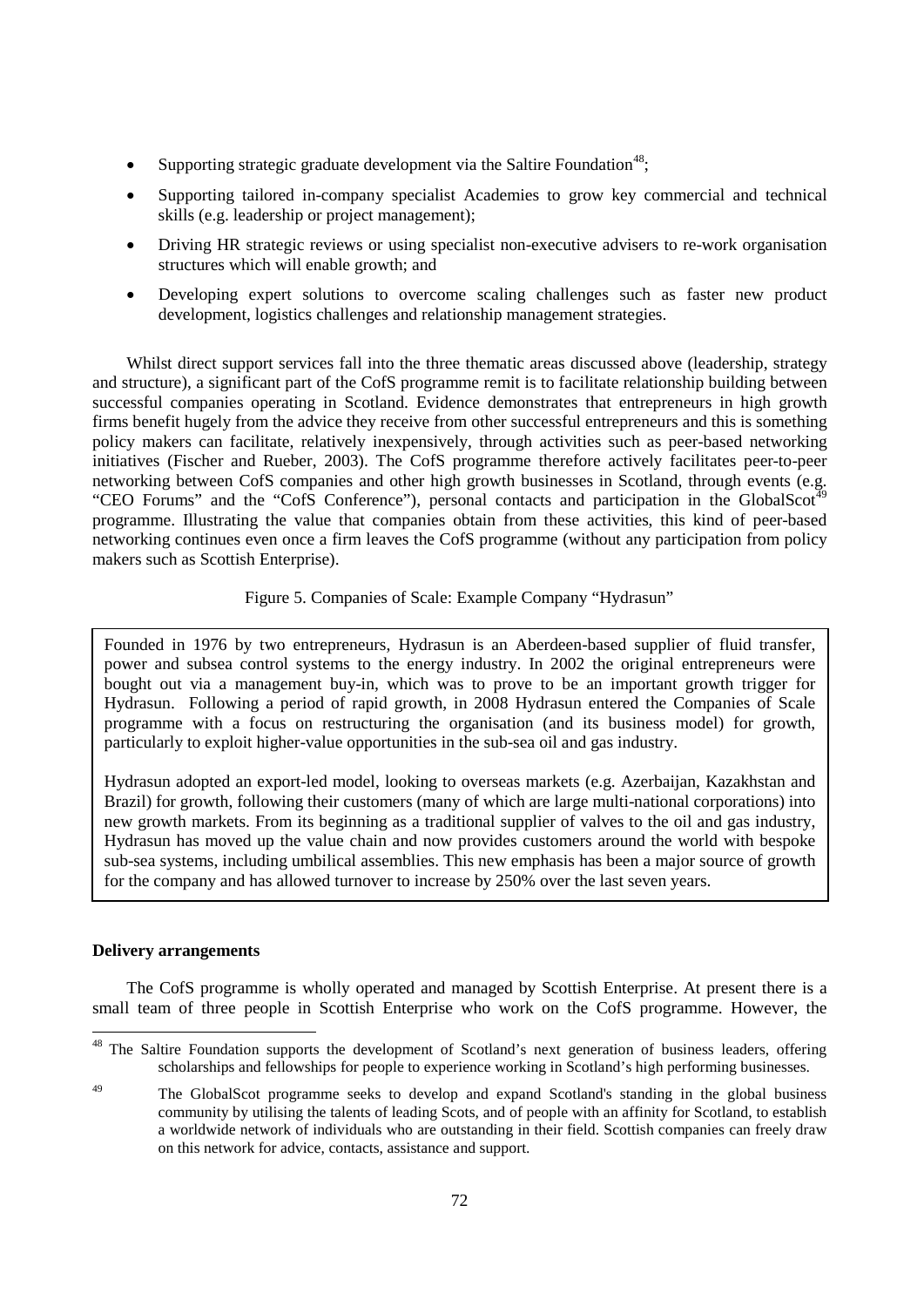- Supporting strategic graduate development via the Saltire Foundation[48];
- Supporting tailored in-company specialist Academies to grow key commercial and technical skills (e.g. leadership or project management);
- Driving HR strategic reviews or using specialist non-executive advisers to re-work organisation structures which will enable growth; and
- Developing expert solutions to overcome scaling challenges such as faster new product development, logistics challenges and relationship management strategies.

Whilst direct support services fall into the three thematic areas discussed above (leadership, strategy and structure), a significant part of the CofS programme remit is to facilitate relationship building between successful companies operating in Scotland. Evidence demonstrates that entrepreneurs in high growth firms benefit hugely from the advice they receive from other successful entrepreneurs and this is something policy makers can facilitate, relatively inexpensively, through activities such as peer-based networking initiatives (Fischer and Rueber, 2003). The CofS programme therefore actively facilitates peer-to-peer networking between CofS companies and other high growth businesses in Scotland, through events (e.g. "CEO Forums" and the "CofS Conference"), personal contacts and participation in the GlobalScot[49] programme. Illustrating the value that companies obtain from these activities, this kind of peer-based networking continues even once a firm leaves the CofS programme (without any participation from policy makers such as Scottish Enterprise).

Figure 5. Companies of Scale: Example Company "Hydrasun"

> Founded in 1976 by two entrepreneurs, Hydrasun is an Aberdeen-based supplier of fluid transfer, power and subsea control systems to the energy industry. In 2002 the original entrepreneurs were bought out via a management buy-in, which was to prove to be an important growth trigger for Hydrasun. Following a period of rapid growth, in 2008 Hydrasun entered the Companies of Scale programme with a focus on restructuring the organisation (and its business model) for growth, particularly to exploit higher-value opportunities in the sub-sea oil and gas industry.
>
> Hydrasun adopted an export-led model, looking to overseas markets (e.g. Azerbaijan, Kazakhstan and Brazil) for growth, following their customers (many of which are large multi-national corporations) into new growth markets. From its beginning as a traditional supplier of valves to the oil and gas industry, Hydrasun has moved up the value chain and now provides customers around the world with bespoke sub-sea systems, including umbilical assemblies. This new emphasis has been a major source of growth for the company and has allowed turnover to increase by 250% over the last seven years.

**Delivery arrangements**

The CofS programme is wholly operated and managed by Scottish Enterprise. At present there is a small team of three people in Scottish Enterprise who work on the CofS programme. However, the

[48] The Saltire Foundation supports the development of Scotland's next generation of business leaders, offering scholarships and fellowships for people to experience working in Scotland's high performing businesses.

[49] The GlobalScot programme seeks to develop and expand Scotland's standing in the global business community by utilising the talents of leading Scots, and of people with an affinity for Scotland, to establish a worldwide network of individuals who are outstanding in their field. Scottish companies can freely draw on this network for advice, contacts, assistance and support.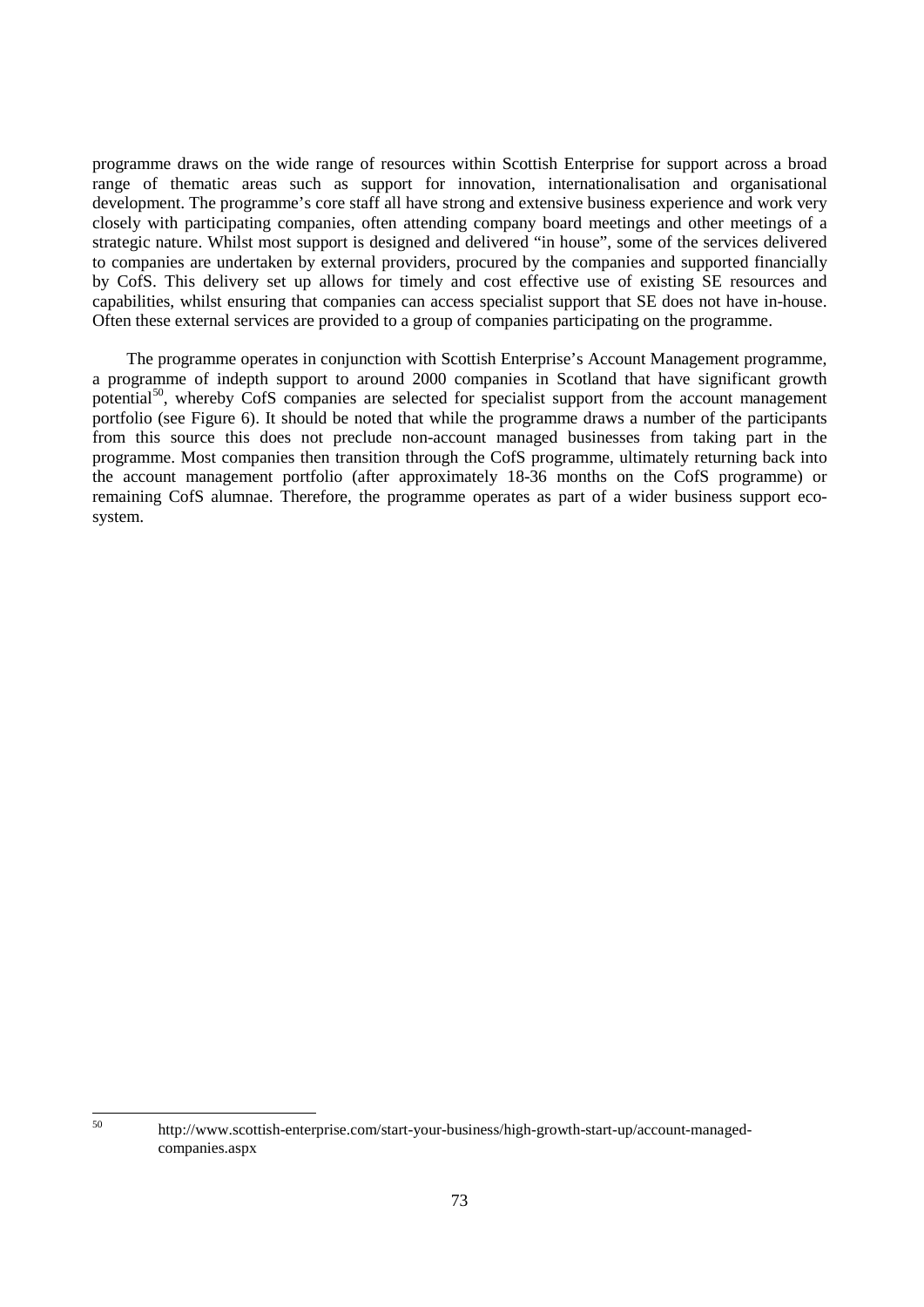programme draws on the wide range of resources within Scottish Enterprise for support across a broad range of thematic areas such as support for innovation, internationalisation and organisational development. The programme's core staff all have strong and extensive business experience and work very closely with participating companies, often attending company board meetings and other meetings of a strategic nature. Whilst most support is designed and delivered "in house", some of the services delivered to companies are undertaken by external providers, procured by the companies and supported financially by CofS. This delivery set up allows for timely and cost effective use of existing SE resources and capabilities, whilst ensuring that companies can access specialist support that SE does not have in-house. Often these external services are provided to a group of companies participating on the programme.

The programme operates in conjunction with Scottish Enterprise's Account Management programme, a programme of indepth support to around 2000 companies in Scotland that have significant growth potential[50], whereby CofS companies are selected for specialist support from the account management portfolio (see Figure 6). It should be noted that while the programme draws a number of the participants from this source this does not preclude non-account managed businesses from taking part in the programme. Most companies then transition through the CofS programme, ultimately returning back into the account management portfolio (after approximately 18-36 months on the CofS programme) or remaining CofS alumnae. Therefore, the programme operates as part of a wider business support eco-system.

---

[50] http://www.scottish-enterprise.com/start-your-business/high-growth-start-up/account-managed-companies.aspx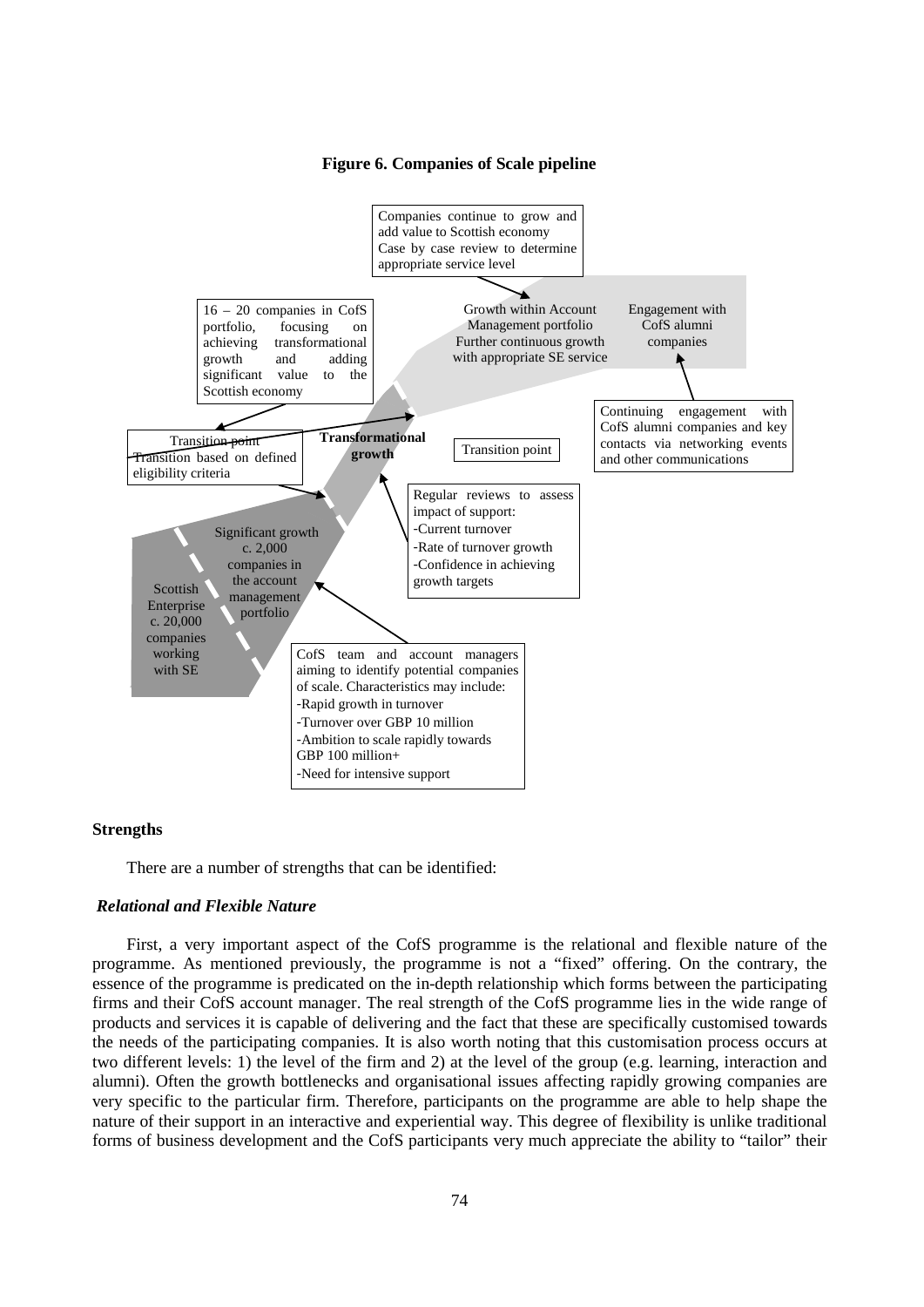**Figure 6. Companies of Scale pipeline**

Companies continue to grow and add value to Scottish economy
Case by case review to determine appropriate service level

16 – 20 companies in CofS portfolio, focusing on achieving transformational growth and adding significant value to the Scottish economy

Growth within Account Management portfolio
Further continuous growth with appropriate SE service

Engagement with CofS alumni companies

Continuing engagement with CofS alumni companies and key contacts via networking events and other communications

Transition point
Transition based on defined eligibility criteria

**Transformational growth**

Transition point

Regular reviews to assess impact of support:
- Current turnover
- Rate of turnover growth
- Confidence in achieving growth targets

Significant growth c. 2,000 companies in the account management portfolio

Scottish Enterprise c. 20,000 companies working with SE

CofS team and account managers aiming to identify potential companies of scale. Characteristics may include:
- Rapid growth in turnover
- Turnover over GBP 10 million
- Ambition to scale rapidly towards GBP 100 million+
- Need for intensive support

### Strengths

There are a number of strengths that can be identified:

#### *Relational and Flexible Nature*

First, a very important aspect of the CofS programme is the relational and flexible nature of the programme. As mentioned previously, the programme is not a "fixed" offering. On the contrary, the essence of the programme is predicated on the in-depth relationship which forms between the participating firms and their CofS account manager. The real strength of the CofS programme lies in the wide range of products and services it is capable of delivering and the fact that these are specifically customised towards the needs of the participating companies. It is also worth noting that this customisation process occurs at two different levels: 1) the level of the firm and 2) at the level of the group (e.g. learning, interaction and alumni). Often the growth bottlenecks and organisational issues affecting rapidly growing companies are very specific to the particular firm. Therefore, participants on the programme are able to help shape the nature of their support in an interactive and experiential way. This degree of flexibility is unlike traditional forms of business development and the CofS participants very much appreciate the ability to "tailor" their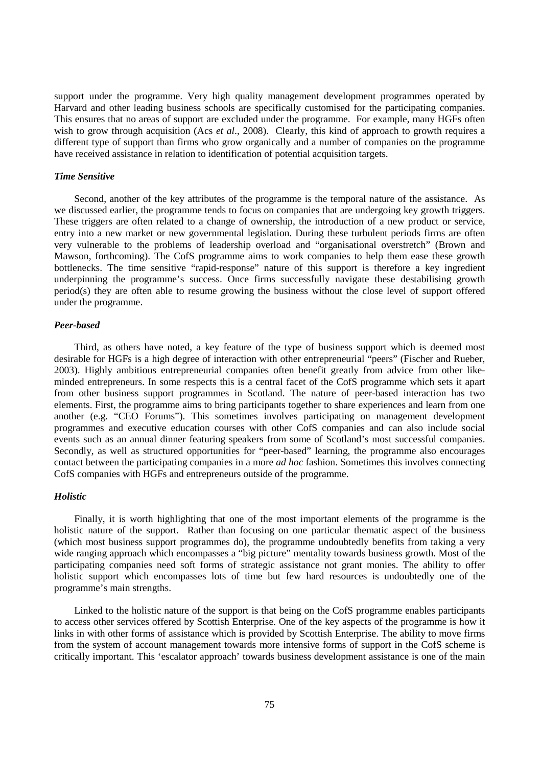support under the programme. Very high quality management development programmes operated by Harvard and other leading business schools are specifically customised for the participating companies. This ensures that no areas of support are excluded under the programme. For example, many HGFs often wish to grow through acquisition (Acs *et al*., 2008). Clearly, this kind of approach to growth requires a different type of support than firms who grow organically and a number of companies on the programme have received assistance in relation to identification of potential acquisition targets.

### *Time Sensitive*

Second, another of the key attributes of the programme is the temporal nature of the assistance. As we discussed earlier, the programme tends to focus on companies that are undergoing key growth triggers. These triggers are often related to a change of ownership, the introduction of a new product or service, entry into a new market or new governmental legislation. During these turbulent periods firms are often very vulnerable to the problems of leadership overload and "organisational overstretch" (Brown and Mawson, forthcoming). The CofS programme aims to work companies to help them ease these growth bottlenecks. The time sensitive "rapid-response" nature of this support is therefore a key ingredient underpinning the programme's success. Once firms successfully navigate these destabilising growth period(s) they are often able to resume growing the business without the close level of support offered under the programme.

### *Peer-based*

Third, as others have noted, a key feature of the type of business support which is deemed most desirable for HGFs is a high degree of interaction with other entrepreneurial "peers" (Fischer and Rueber, 2003). Highly ambitious entrepreneurial companies often benefit greatly from advice from other like-minded entrepreneurs. In some respects this is a central facet of the CofS programme which sets it apart from other business support programmes in Scotland. The nature of peer-based interaction has two elements. First, the programme aims to bring participants together to share experiences and learn from one another (e.g. "CEO Forums"). This sometimes involves participating on management development programmes and executive education courses with other CofS companies and can also include social events such as an annual dinner featuring speakers from some of Scotland's most successful companies. Secondly, as well as structured opportunities for "peer-based" learning, the programme also encourages contact between the participating companies in a more *ad hoc* fashion. Sometimes this involves connecting CofS companies with HGFs and entrepreneurs outside of the programme.

### *Holistic*

Finally, it is worth highlighting that one of the most important elements of the programme is the holistic nature of the support. Rather than focusing on one particular thematic aspect of the business (which most business support programmes do), the programme undoubtedly benefits from taking a very wide ranging approach which encompasses a "big picture" mentality towards business growth. Most of the participating companies need soft forms of strategic assistance not grant monies. The ability to offer holistic support which encompasses lots of time but few hard resources is undoubtedly one of the programme's main strengths.

Linked to the holistic nature of the support is that being on the CofS programme enables participants to access other services offered by Scottish Enterprise. One of the key aspects of the programme is how it links in with other forms of assistance which is provided by Scottish Enterprise. The ability to move firms from the system of account management towards more intensive forms of support in the CofS scheme is critically important. This 'escalator approach' towards business development assistance is one of the main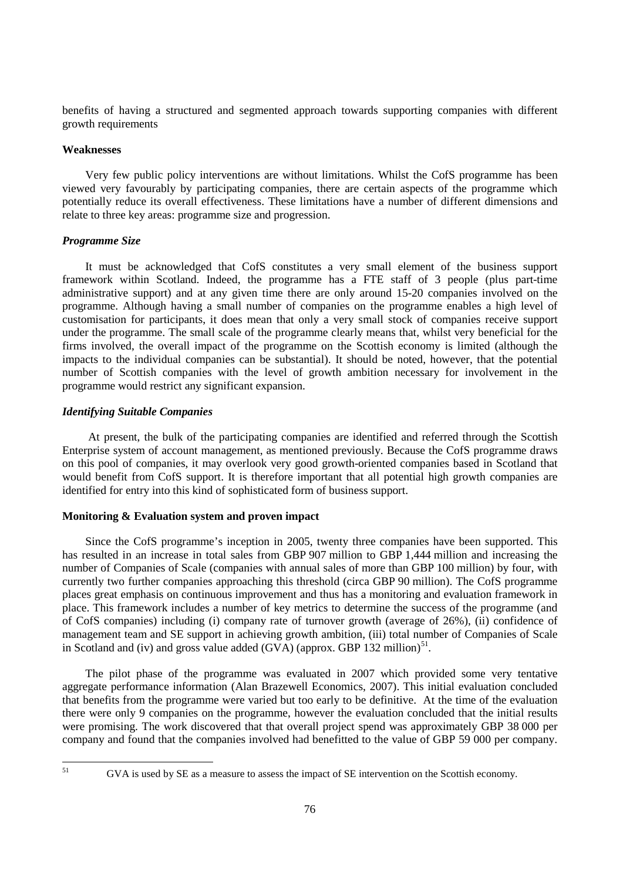benefits of having a structured and segmented approach towards supporting companies with different growth requirements

**Weaknesses**

Very few public policy interventions are without limitations. Whilst the CofS programme has been viewed very favourably by participating companies, there are certain aspects of the programme which potentially reduce its overall effectiveness. These limitations have a number of different dimensions and relate to three key areas: programme size and progression.

***Programme Size***

It must be acknowledged that CofS constitutes a very small element of the business support framework within Scotland. Indeed, the programme has a FTE staff of 3 people (plus part-time administrative support) and at any given time there are only around 15-20 companies involved on the programme. Although having a small number of companies on the programme enables a high level of customisation for participants, it does mean that only a very small stock of companies receive support under the programme. The small scale of the programme clearly means that, whilst very beneficial for the firms involved, the overall impact of the programme on the Scottish economy is limited (although the impacts to the individual companies can be substantial). It should be noted, however, that the potential number of Scottish companies with the level of growth ambition necessary for involvement in the programme would restrict any significant expansion.

***Identifying Suitable Companies***

At present, the bulk of the participating companies are identified and referred through the Scottish Enterprise system of account management, as mentioned previously. Because the CofS programme draws on this pool of companies, it may overlook very good growth-oriented companies based in Scotland that would benefit from CofS support. It is therefore important that all potential high growth companies are identified for entry into this kind of sophisticated form of business support.

**Monitoring & Evaluation system and proven impact**

Since the CofS programme's inception in 2005, twenty three companies have been supported. This has resulted in an increase in total sales from GBP 907 million to GBP 1,444 million and increasing the number of Companies of Scale (companies with annual sales of more than GBP 100 million) by four, with currently two further companies approaching this threshold (circa GBP 90 million). The CofS programme places great emphasis on continuous improvement and thus has a monitoring and evaluation framework in place. This framework includes a number of key metrics to determine the success of the programme (and of CofS companies) including (i) company rate of turnover growth (average of 26%), (ii) confidence of management team and SE support in achieving growth ambition, (iii) total number of Companies of Scale in Scotland and (iv) and gross value added (GVA) (approx. GBP 132 million)[51].

The pilot phase of the programme was evaluated in 2007 which provided some very tentative aggregate performance information (Alan Brazewell Economics, 2007). This initial evaluation concluded that benefits from the programme were varied but too early to be definitive. At the time of the evaluation there were only 9 companies on the programme, however the evaluation concluded that the initial results were promising. The work discovered that that overall project spend was approximately GBP 38 000 per company and found that the companies involved had benefitted to the value of GBP 59 000 per company.

[51] GVA is used by SE as a measure to assess the impact of SE intervention on the Scottish economy.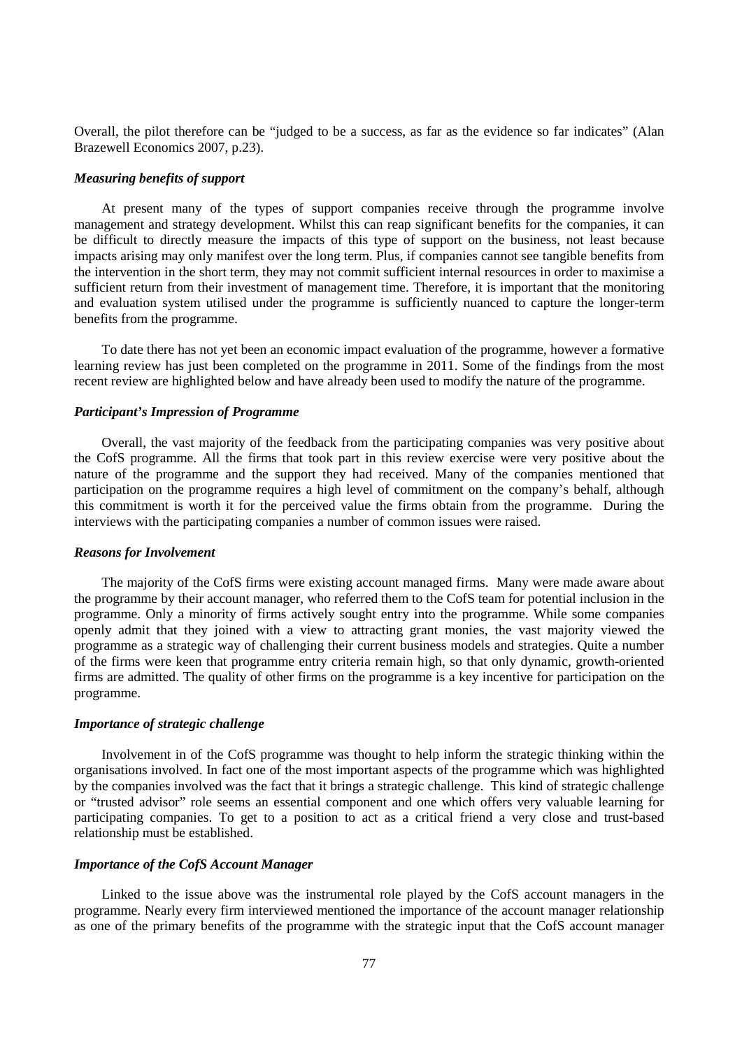Overall, the pilot therefore can be "judged to be a success, as far as the evidence so far indicates" (Alan Brazewell Economics 2007, p.23).

***Measuring benefits of support***

At present many of the types of support companies receive through the programme involve management and strategy development. Whilst this can reap significant benefits for the companies, it can be difficult to directly measure the impacts of this type of support on the business, not least because impacts arising may only manifest over the long term. Plus, if companies cannot see tangible benefits from the intervention in the short term, they may not commit sufficient internal resources in order to maximise a sufficient return from their investment of management time. Therefore, it is important that the monitoring and evaluation system utilised under the programme is sufficiently nuanced to capture the longer-term benefits from the programme.

To date there has not yet been an economic impact evaluation of the programme, however a formative learning review has just been completed on the programme in 2011. Some of the findings from the most recent review are highlighted below and have already been used to modify the nature of the programme.

***Participant's Impression of Programme***

Overall, the vast majority of the feedback from the participating companies was very positive about the CofS programme. All the firms that took part in this review exercise were very positive about the nature of the programme and the support they had received. Many of the companies mentioned that participation on the programme requires a high level of commitment on the company's behalf, although this commitment is worth it for the perceived value the firms obtain from the programme. During the interviews with the participating companies a number of common issues were raised.

***Reasons for Involvement***

The majority of the CofS firms were existing account managed firms. Many were made aware about the programme by their account manager, who referred them to the CofS team for potential inclusion in the programme. Only a minority of firms actively sought entry into the programme. While some companies openly admit that they joined with a view to attracting grant monies, the vast majority viewed the programme as a strategic way of challenging their current business models and strategies. Quite a number of the firms were keen that programme entry criteria remain high, so that only dynamic, growth-oriented firms are admitted. The quality of other firms on the programme is a key incentive for participation on the programme.

***Importance of strategic challenge***

Involvement in of the CofS programme was thought to help inform the strategic thinking within the organisations involved. In fact one of the most important aspects of the programme which was highlighted by the companies involved was the fact that it brings a strategic challenge. This kind of strategic challenge or "trusted advisor" role seems an essential component and one which offers very valuable learning for participating companies. To get to a position to act as a critical friend a very close and trust-based relationship must be established.

***Importance of the CofS Account Manager***

Linked to the issue above was the instrumental role played by the CofS account managers in the programme. Nearly every firm interviewed mentioned the importance of the account manager relationship as one of the primary benefits of the programme with the strategic input that the CofS account manager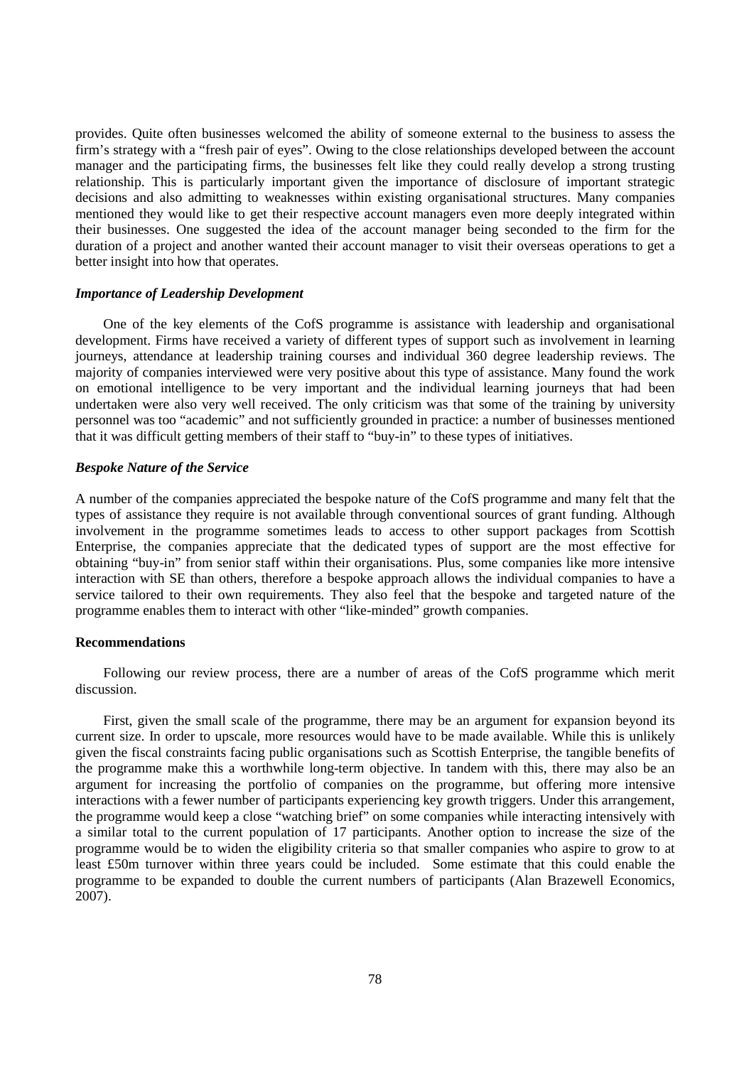provides. Quite often businesses welcomed the ability of someone external to the business to assess the firm's strategy with a "fresh pair of eyes". Owing to the close relationships developed between the account manager and the participating firms, the businesses felt like they could really develop a strong trusting relationship. This is particularly important given the importance of disclosure of important strategic decisions and also admitting to weaknesses within existing organisational structures. Many companies mentioned they would like to get their respective account managers even more deeply integrated within their businesses. One suggested the idea of the account manager being seconded to the firm for the duration of a project and another wanted their account manager to visit their overseas operations to get a better insight into how that operates.

### *Importance of Leadership Development*

One of the key elements of the CofS programme is assistance with leadership and organisational development. Firms have received a variety of different types of support such as involvement in learning journeys, attendance at leadership training courses and individual 360 degree leadership reviews. The majority of companies interviewed were very positive about this type of assistance. Many found the work on emotional intelligence to be very important and the individual learning journeys that had been undertaken were also very well received. The only criticism was that some of the training by university personnel was too "academic" and not sufficiently grounded in practice: a number of businesses mentioned that it was difficult getting members of their staff to "buy-in" to these types of initiatives.

### *Bespoke Nature of the Service*

A number of the companies appreciated the bespoke nature of the CofS programme and many felt that the types of assistance they require is not available through conventional sources of grant funding. Although involvement in the programme sometimes leads to access to other support packages from Scottish Enterprise, the companies appreciate that the dedicated types of support are the most effective for obtaining "buy-in" from senior staff within their organisations. Plus, some companies like more intensive interaction with SE than others, therefore a bespoke approach allows the individual companies to have a service tailored to their own requirements. They also feel that the bespoke and targeted nature of the programme enables them to interact with other "like-minded" growth companies.

## Recommendations

Following our review process, there are a number of areas of the CofS programme which merit discussion.

First, given the small scale of the programme, there may be an argument for expansion beyond its current size. In order to upscale, more resources would have to be made available. While this is unlikely given the fiscal constraints facing public organisations such as Scottish Enterprise, the tangible benefits of the programme make this a worthwhile long-term objective. In tandem with this, there may also be an argument for increasing the portfolio of companies on the programme, but offering more intensive interactions with a fewer number of participants experiencing key growth triggers. Under this arrangement, the programme would keep a close "watching brief" on some companies while interacting intensively with a similar total to the current population of 17 participants. Another option to increase the size of the programme would be to widen the eligibility criteria so that smaller companies who aspire to grow to at least £50m turnover within three years could be included. Some estimate that this could enable the programme to be expanded to double the current numbers of participants (Alan Brazewell Economics, 2007).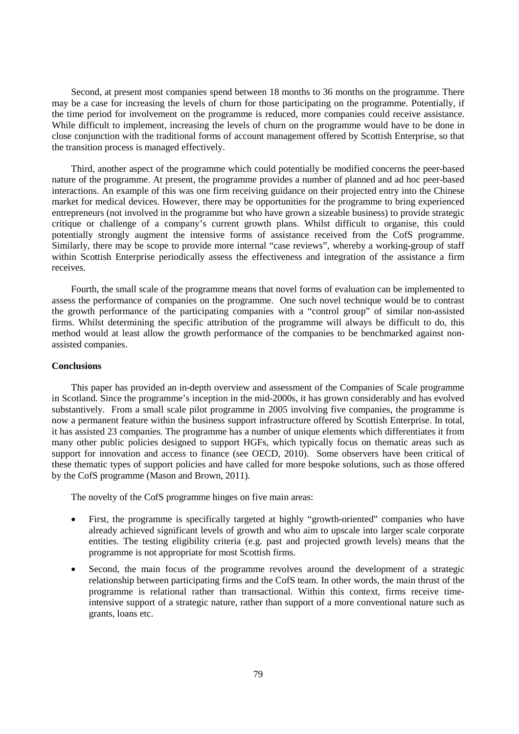Second, at present most companies spend between 18 months to 36 months on the programme. There may be a case for increasing the levels of churn for those participating on the programme. Potentially, if the time period for involvement on the programme is reduced, more companies could receive assistance. While difficult to implement, increasing the levels of churn on the programme would have to be done in close conjunction with the traditional forms of account management offered by Scottish Enterprise, so that the transition process is managed effectively.

Third, another aspect of the programme which could potentially be modified concerns the peer-based nature of the programme. At present, the programme provides a number of planned and ad hoc peer-based interactions. An example of this was one firm receiving guidance on their projected entry into the Chinese market for medical devices. However, there may be opportunities for the programme to bring experienced entrepreneurs (not involved in the programme but who have grown a sizeable business) to provide strategic critique or challenge of a company's current growth plans. Whilst difficult to organise, this could potentially strongly augment the intensive forms of assistance received from the CofS programme. Similarly, there may be scope to provide more internal "case reviews", whereby a working-group of staff within Scottish Enterprise periodically assess the effectiveness and integration of the assistance a firm receives.

Fourth, the small scale of the programme means that novel forms of evaluation can be implemented to assess the performance of companies on the programme. One such novel technique would be to contrast the growth performance of the participating companies with a "control group" of similar non-assisted firms. Whilst determining the specific attribution of the programme will always be difficult to do, this method would at least allow the growth performance of the companies to be benchmarked against non-assisted companies.

**Conclusions**

This paper has provided an in-depth overview and assessment of the Companies of Scale programme in Scotland. Since the programme's inception in the mid-2000s, it has grown considerably and has evolved substantively. From a small scale pilot programme in 2005 involving five companies, the programme is now a permanent feature within the business support infrastructure offered by Scottish Enterprise. In total, it has assisted 23 companies. The programme has a number of unique elements which differentiates it from many other public policies designed to support HGFs, which typically focus on thematic areas such as support for innovation and access to finance (see OECD, 2010). Some observers have been critical of these thematic types of support policies and have called for more bespoke solutions, such as those offered by the CofS programme (Mason and Brown, 2011).

The novelty of the CofS programme hinges on five main areas:

- First, the programme is specifically targeted at highly "growth-oriented" companies who have already achieved significant levels of growth and who aim to upscale into larger scale corporate entities. The testing eligibility criteria (e.g. past and projected growth levels) means that the programme is not appropriate for most Scottish firms.
- Second, the main focus of the programme revolves around the development of a strategic relationship between participating firms and the CofS team. In other words, the main thrust of the programme is relational rather than transactional. Within this context, firms receive time-intensive support of a strategic nature, rather than support of a more conventional nature such as grants, loans etc.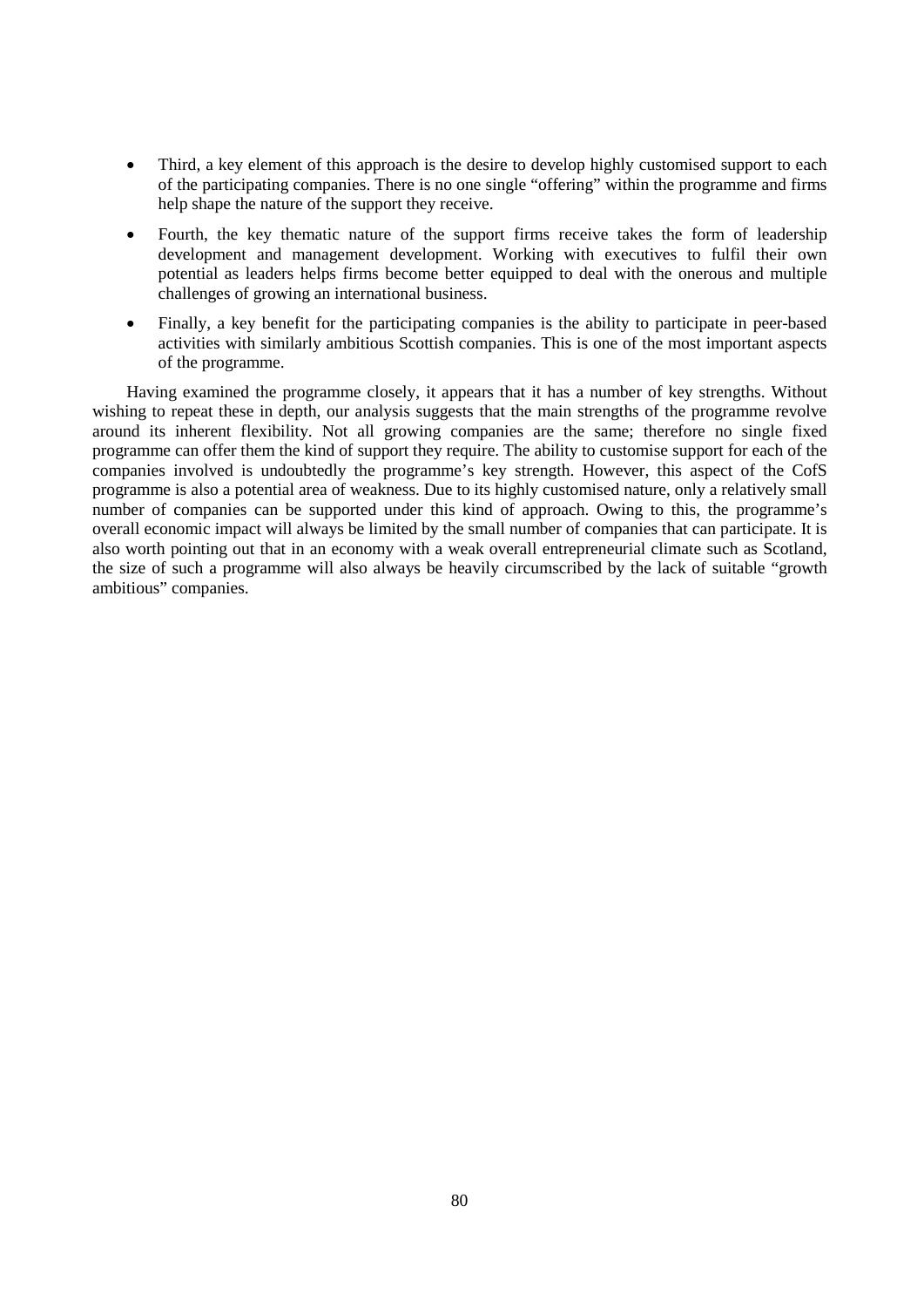- Third, a key element of this approach is the desire to develop highly customised support to each of the participating companies. There is no one single "offering" within the programme and firms help shape the nature of the support they receive.
- Fourth, the key thematic nature of the support firms receive takes the form of leadership development and management development. Working with executives to fulfil their own potential as leaders helps firms become better equipped to deal with the onerous and multiple challenges of growing an international business.
- Finally, a key benefit for the participating companies is the ability to participate in peer-based activities with similarly ambitious Scottish companies. This is one of the most important aspects of the programme.

Having examined the programme closely, it appears that it has a number of key strengths. Without wishing to repeat these in depth, our analysis suggests that the main strengths of the programme revolve around its inherent flexibility. Not all growing companies are the same; therefore no single fixed programme can offer them the kind of support they require. The ability to customise support for each of the companies involved is undoubtedly the programme's key strength. However, this aspect of the CofS programme is also a potential area of weakness. Due to its highly customised nature, only a relatively small number of companies can be supported under this kind of approach. Owing to this, the programme's overall economic impact will always be limited by the small number of companies that can participate. It is also worth pointing out that in an economy with a weak overall entrepreneurial climate such as Scotland, the size of such a programme will also always be heavily circumscribed by the lack of suitable "growth ambitious" companies.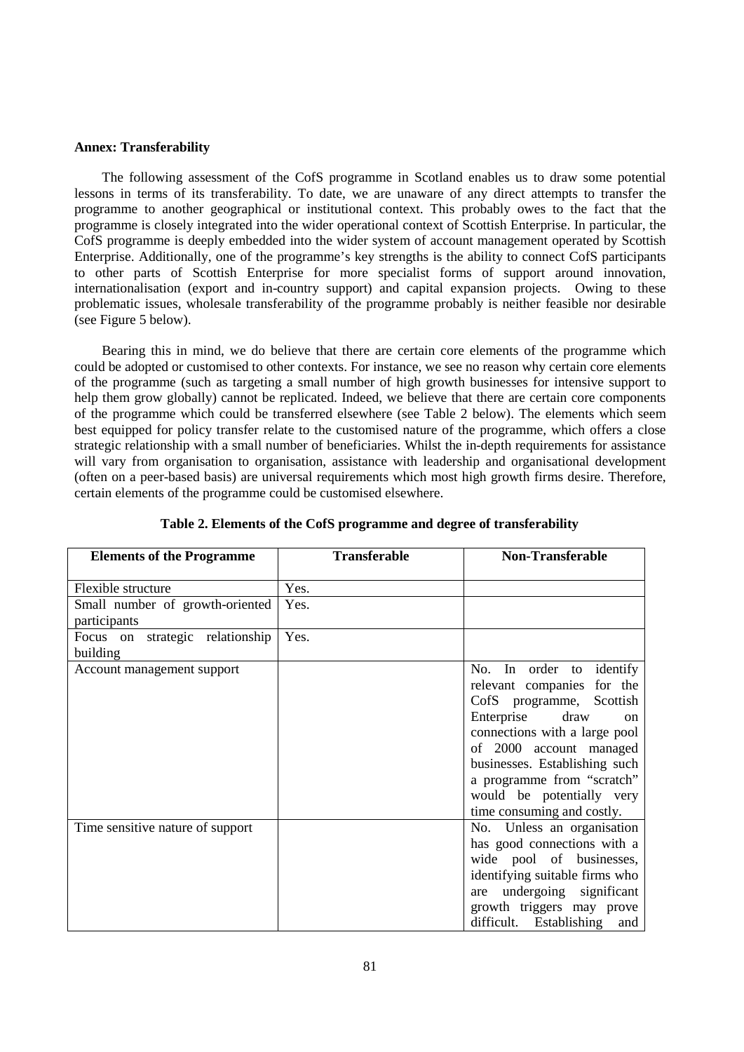**Annex: Transferability**

The following assessment of the CofS programme in Scotland enables us to draw some potential lessons in terms of its transferability. To date, we are unaware of any direct attempts to transfer the programme to another geographical or institutional context. This probably owes to the fact that the programme is closely integrated into the wider operational context of Scottish Enterprise. In particular, the CofS programme is deeply embedded into the wider system of account management operated by Scottish Enterprise. Additionally, one of the programme's key strengths is the ability to connect CofS participants to other parts of Scottish Enterprise for more specialist forms of support around innovation, internationalisation (export and in-country support) and capital expansion projects. Owing to these problematic issues, wholesale transferability of the programme probably is neither feasible nor desirable (see Figure 5 below).

Bearing this in mind, we do believe that there are certain core elements of the programme which could be adopted or customised to other contexts. For instance, we see no reason why certain core elements of the programme (such as targeting a small number of high growth businesses for intensive support to help them grow globally) cannot be replicated. Indeed, we believe that there are certain core components of the programme which could be transferred elsewhere (see Table 2 below). The elements which seem best equipped for policy transfer relate to the customised nature of the programme, which offers a close strategic relationship with a small number of beneficiaries. Whilst the in-depth requirements for assistance will vary from organisation to organisation, assistance with leadership and organisational development (often on a peer-based basis) are universal requirements which most high growth firms desire. Therefore, certain elements of the programme could be customised elsewhere.

**Table 2. Elements of the CofS programme and degree of transferability**

| Elements of the Programme | Transferable | Non-Transferable |
|---|---|---|
| Flexible structure | Yes. | |
| Small number of growth-oriented participants | Yes. | |
| Focus on strategic relationship building | Yes. | |
| Account management support | | No. In order to identify relevant companies for the CofS programme, Scottish Enterprise draw on connections with a large pool of 2000 account managed businesses. Establishing such a programme from "scratch" would be potentially very time consuming and costly. |
| Time sensitive nature of support | | No. Unless an organisation has good connections with a wide pool of businesses, identifying suitable firms who are undergoing significant growth triggers may prove difficult. Establishing and |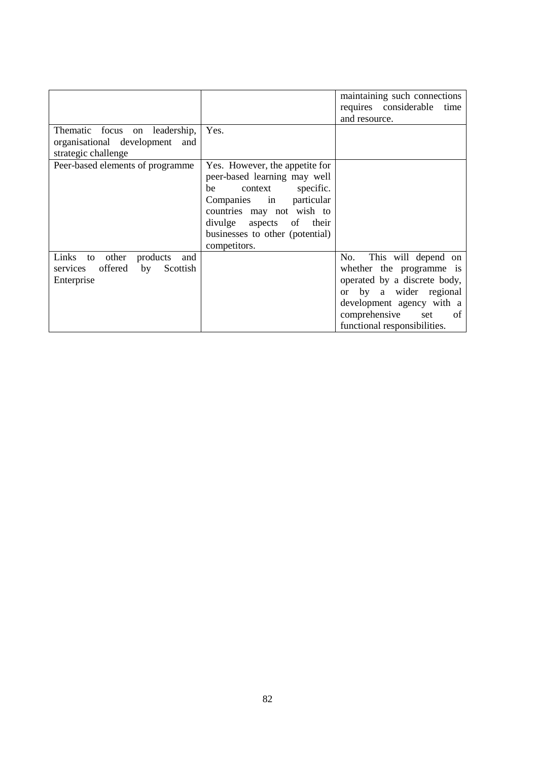| | | |
|---|---|---|
| | | maintaining such connections requires considerable time and resource. |
| Thematic focus on leadership, organisational development and strategic challenge | Yes. | |
| Peer-based elements of programme | Yes. However, the appetite for peer-based learning may well be context specific. Companies in particular countries may not wish to divulge aspects of their businesses to other (potential) competitors. | |
| Links to other products and services offered by Scottish Enterprise | | No. This will depend on whether the programme is operated by a discrete body, or by a wider regional development agency with a comprehensive set of functional responsibilities. |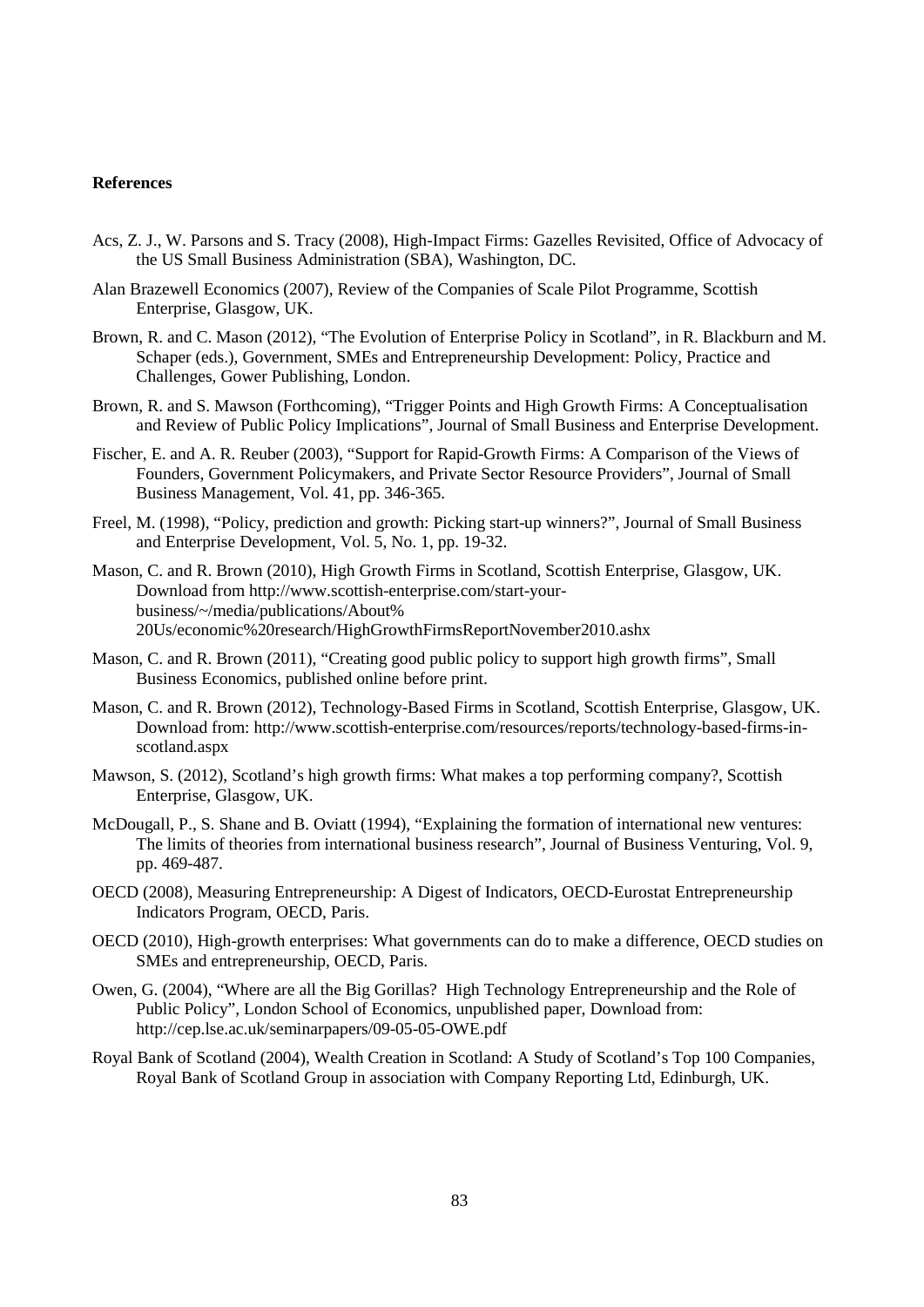**References**

Acs, Z. J., W. Parsons and S. Tracy (2008), High-Impact Firms: Gazelles Revisited, Office of Advocacy of the US Small Business Administration (SBA), Washington, DC.

Alan Brazewell Economics (2007), Review of the Companies of Scale Pilot Programme, Scottish Enterprise, Glasgow, UK.

Brown, R. and C. Mason (2012), "The Evolution of Enterprise Policy in Scotland", in R. Blackburn and M. Schaper (eds.), Government, SMEs and Entrepreneurship Development: Policy, Practice and Challenges, Gower Publishing, London.

Brown, R. and S. Mawson (Forthcoming), "Trigger Points and High Growth Firms: A Conceptualisation and Review of Public Policy Implications", Journal of Small Business and Enterprise Development.

Fischer, E. and A. R. Reuber (2003), "Support for Rapid-Growth Firms: A Comparison of the Views of Founders, Government Policymakers, and Private Sector Resource Providers", Journal of Small Business Management, Vol. 41, pp. 346-365.

Freel, M. (1998), "Policy, prediction and growth: Picking start-up winners?", Journal of Small Business and Enterprise Development, Vol. 5, No. 1, pp. 19-32.

Mason, C. and R. Brown (2010), High Growth Firms in Scotland, Scottish Enterprise, Glasgow, UK. Download from http://www.scottish-enterprise.com/start-your-business/~/media/publications/About%20Us/economic%20research/HighGrowthFirmsReportNovember2010.ashx

Mason, C. and R. Brown (2011), "Creating good public policy to support high growth firms", Small Business Economics, published online before print.

Mason, C. and R. Brown (2012), Technology-Based Firms in Scotland, Scottish Enterprise, Glasgow, UK. Download from: http://www.scottish-enterprise.com/resources/reports/technology-based-firms-in-scotland.aspx

Mawson, S. (2012), Scotland's high growth firms: What makes a top performing company?, Scottish Enterprise, Glasgow, UK.

McDougall, P., S. Shane and B. Oviatt (1994), "Explaining the formation of international new ventures: The limits of theories from international business research", Journal of Business Venturing, Vol. 9, pp. 469-487.

OECD (2008), Measuring Entrepreneurship: A Digest of Indicators, OECD-Eurostat Entrepreneurship Indicators Program, OECD, Paris.

OECD (2010), High-growth enterprises: What governments can do to make a difference, OECD studies on SMEs and entrepreneurship, OECD, Paris.

Owen, G. (2004), "Where are all the Big Gorillas? High Technology Entrepreneurship and the Role of Public Policy", London School of Economics, unpublished paper, Download from: http://cep.lse.ac.uk/seminarpapers/09-05-05-OWE.pdf

Royal Bank of Scotland (2004), Wealth Creation in Scotland: A Study of Scotland's Top 100 Companies, Royal Bank of Scotland Group in association with Company Reporting Ltd, Edinburgh, UK.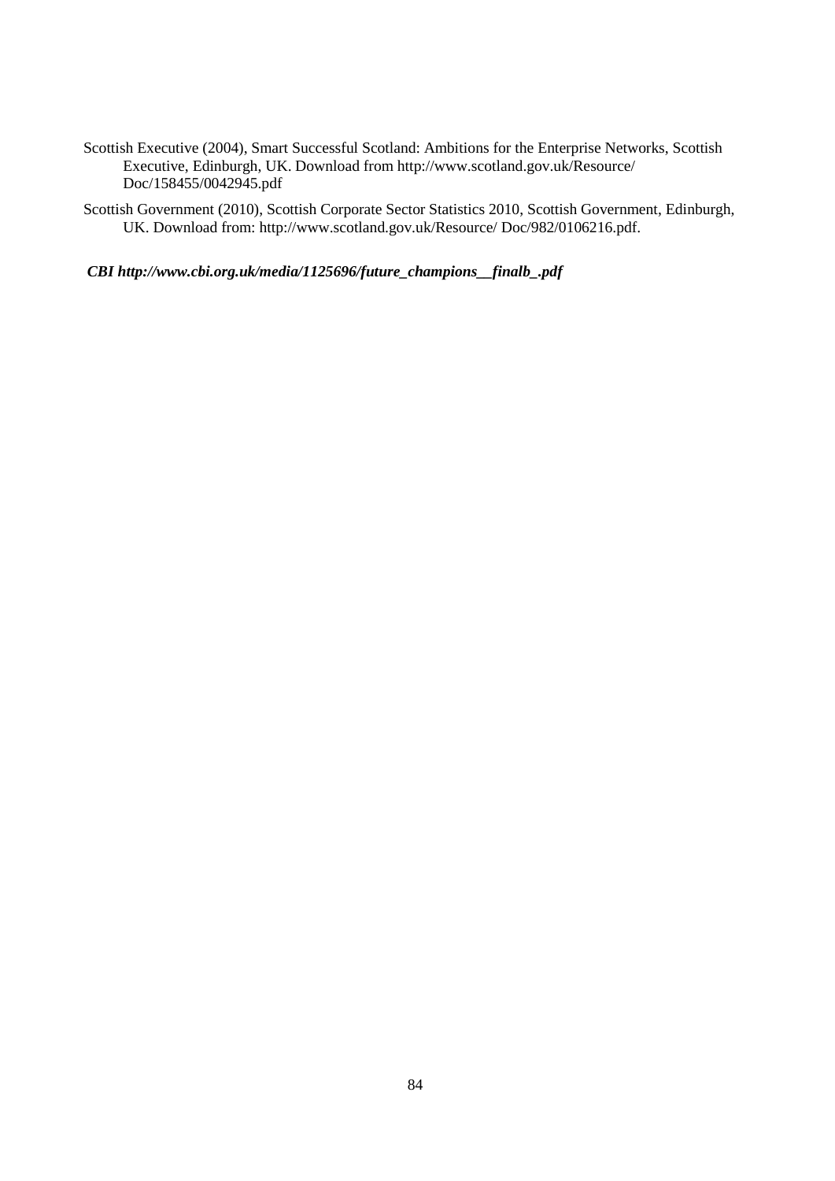Scottish Executive (2004), Smart Successful Scotland: Ambitions for the Enterprise Networks, Scottish Executive, Edinburgh, UK. Download from http://www.scotland.gov.uk/Resource/ Doc/158455/0042945.pdf

Scottish Government (2010), Scottish Corporate Sector Statistics 2010, Scottish Government, Edinburgh, UK. Download from: http://www.scotland.gov.uk/Resource/ Doc/982/0106216.pdf.

***CBI http://www.cbi.org.uk/media/1125696/future_champions__finalb_.pdf***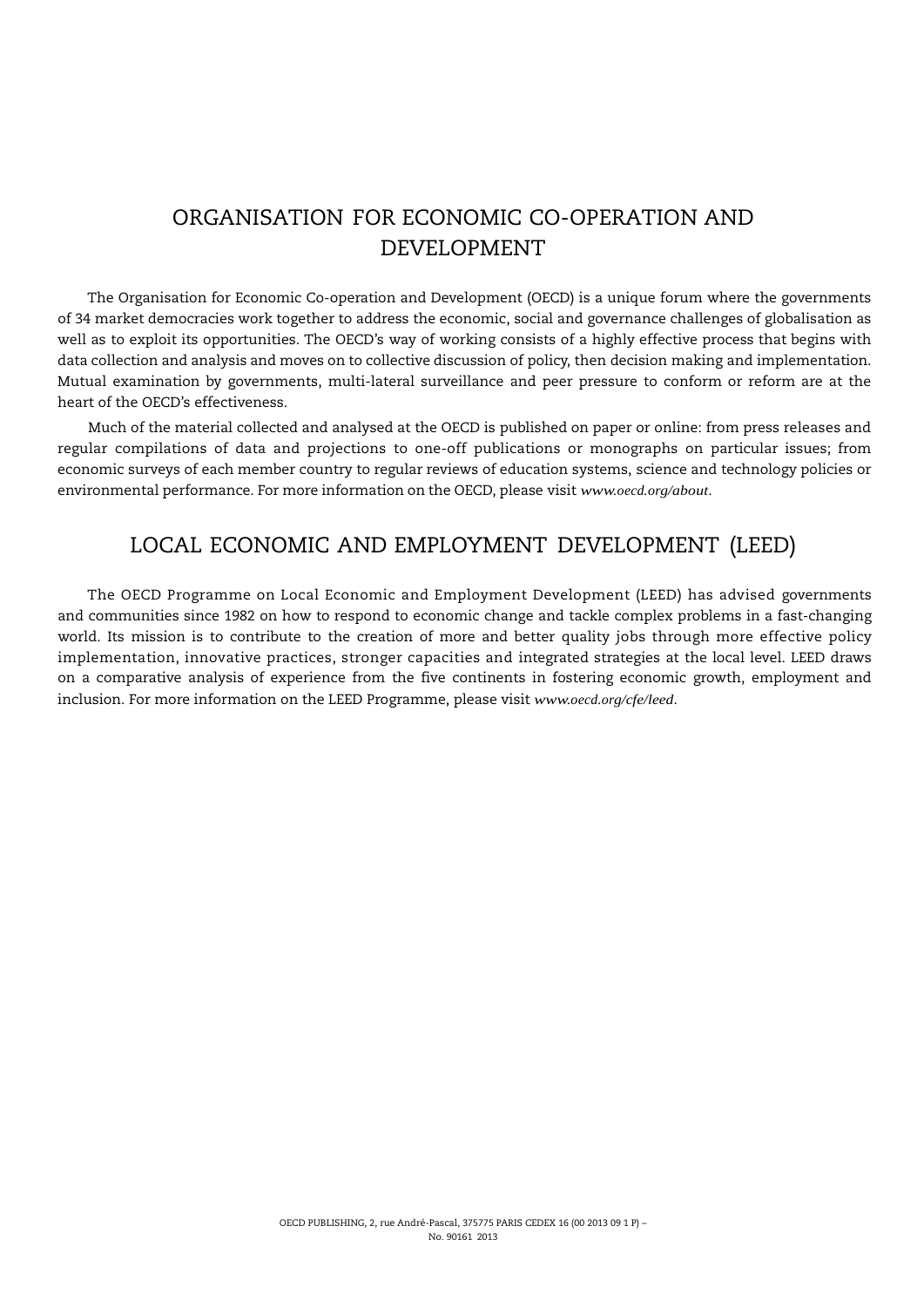## ORGANISATION FOR ECONOMIC CO-OPERATION AND DEVELOPMENT

The Organisation for Economic Co-operation and Development (OECD) is a unique forum where the governments of 34 market democracies work together to address the economic, social and governance challenges of globalisation as well as to exploit its opportunities. The OECD's way of working consists of a highly effective process that begins with data collection and analysis and moves on to collective discussion of policy, then decision making and implementation. Mutual examination by governments, multi-lateral surveillance and peer pressure to conform or reform are at the heart of the OECD's effectiveness.

Much of the material collected and analysed at the OECD is published on paper or online: from press releases and regular compilations of data and projections to one-off publications or monographs on particular issues; from economic surveys of each member country to regular reviews of education systems, science and technology policies or environmental performance. For more information on the OECD, please visit *www.oecd.org/about*.

## LOCAL ECONOMIC AND EMPLOYMENT DEVELOPMENT (LEED)

The OECD Programme on Local Economic and Employment Development (LEED) has advised governments and communities since 1982 on how to respond to economic change and tackle complex problems in a fast-changing world. Its mission is to contribute to the creation of more and better quality jobs through more effective policy implementation, innovative practices, stronger capacities and integrated strategies at the local level. LEED draws on a comparative analysis of experience from the five continents in fostering economic growth, employment and inclusion. For more information on the LEED Programme, please visit *www.oecd.org/cfe/leed*.

OECD PUBLISHING, 2, rue André-Pascal, 375775 PARIS CEDEX 16 (00 2013 09 1 P) – No. 90161 2013